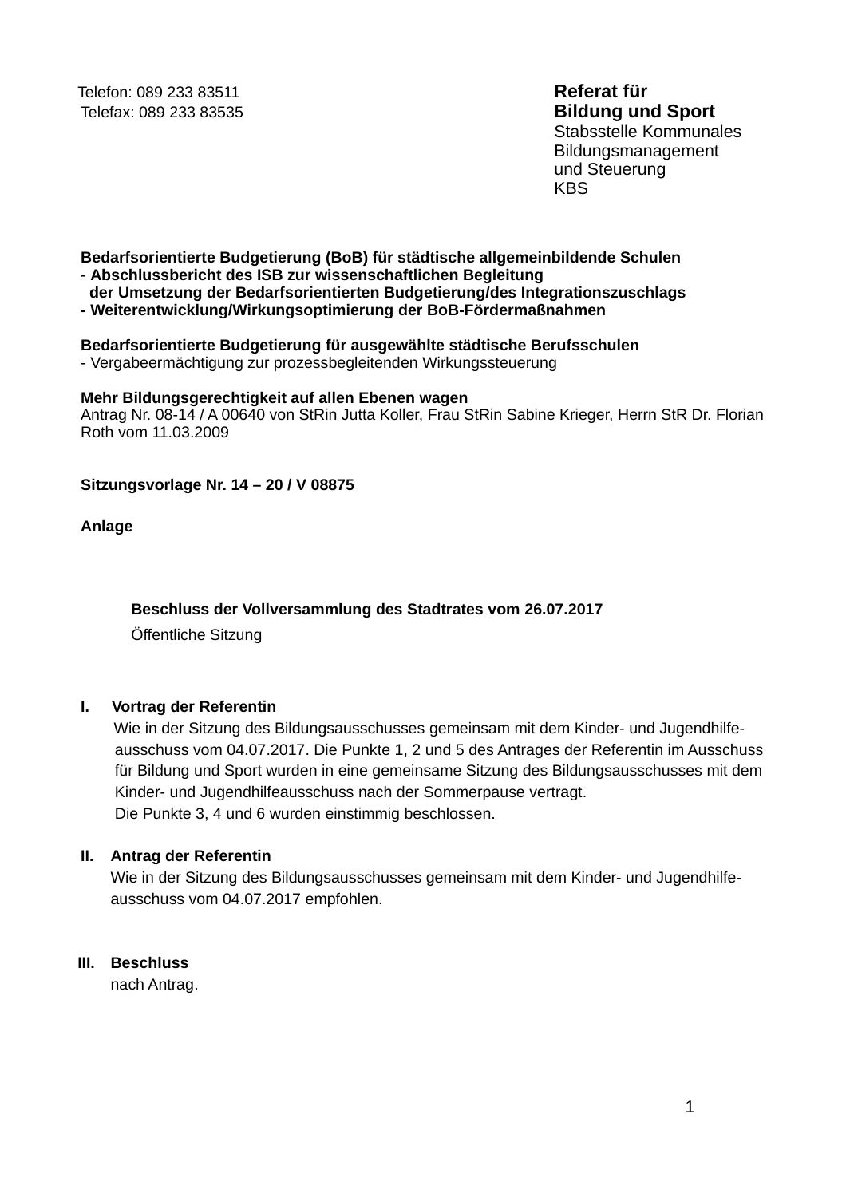Telefon: 089 233 83511
Telefax: 089 233 83535

**Referat für**
**Bildung und Sport**
Stabsstelle Kommunales
Bildungsmanagement
und Steuerung
KBS

**Bedarfsorientierte Budgetierung (BoB) für städtische allgemeinbildende Schulen**
- **Abschlussbericht des ISB zur wissenschaftlichen Begleitung der Umsetzung der Bedarfsorientierten Budgetierung/des Integrationszuschlags**
- **Weiterentwicklung/Wirkungsoptimierung der BoB-Fördermaßnahmen**

**Bedarfsorientierte Budgetierung für ausgewählte städtische Berufsschulen**
- Vergabeermächtigung zur prozessbegleitenden Wirkungssteuerung

**Mehr Bildungsgerechtigkeit auf allen Ebenen wagen**
Antrag Nr. 08-14 / A 00640 von StRin Jutta Koller, Frau StRin Sabine Krieger, Herrn StR Dr. Florian Roth vom 11.03.2009

**Sitzungsvorlage Nr. 14 – 20 / V 08875**

**Anlage**

**Beschluss der Vollversammlung des Stadtrates vom 26.07.2017**

Öffentliche Sitzung

## I. Vortrag der Referentin

Wie in der Sitzung des Bildungsausschusses gemeinsam mit dem Kinder- und Jugendhilfe-ausschuss vom 04.07.2017. Die Punkte 1, 2 und 5 des Antrages der Referentin im Ausschuss für Bildung und Sport wurden in eine gemeinsame Sitzung des Bildungsausschusses mit dem Kinder- und Jugendhilfeausschuss nach der Sommerpause vertragt.
Die Punkte 3, 4 und 6 wurden einstimmig beschlossen.

## II. Antrag der Referentin

Wie in der Sitzung des Bildungsausschusses gemeinsam mit dem Kinder- und Jugendhilfe-ausschuss vom 04.07.2017 empfohlen.

## III. Beschluss

nach Antrag.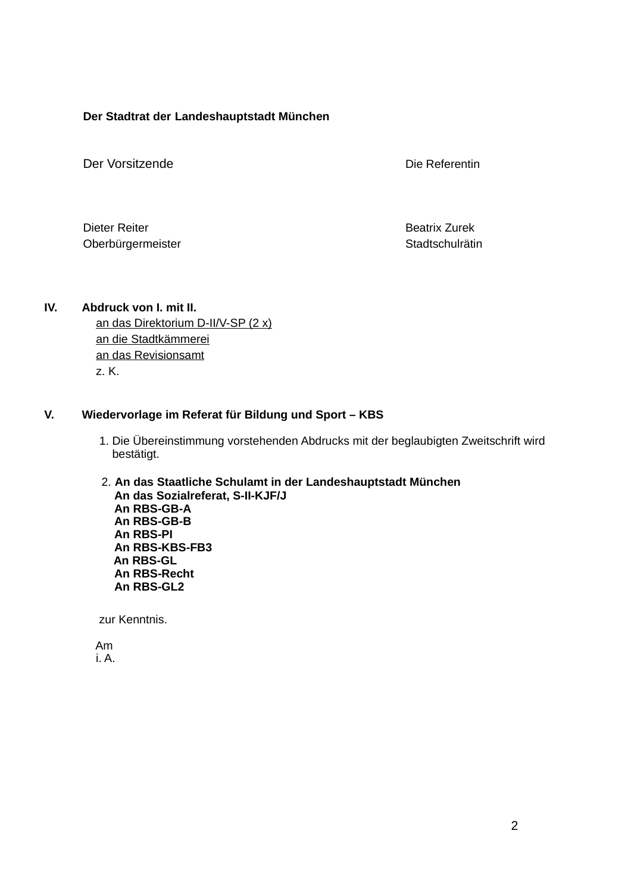**Der Stadtrat der Landeshauptstadt München**

| Der Vorsitzende | Die Referentin |
| --- | --- |
| Dieter Reiter<br>Oberbürgermeister | Beatrix Zurek<br>Stadtschulrätin |

**IV. Abdruck von I. mit II.**

an das Direktorium D-II/V-SP (2 x)
an die Stadtkämmerei
an das Revisionsamt
z. K.

**V. Wiedervorlage im Referat für Bildung und Sport – KBS**

1. Die Übereinstimmung vorstehenden Abdrucks mit der beglaubigten Zweitschrift wird bestätigt.

2. **An das Staatliche Schulamt in der Landeshauptstadt München**
   **An das Sozialreferat, S-II-KJF/J**
   **An RBS-GB-A**
   **An RBS-GB-B**
   **An RBS-PI**
   **An RBS-KBS-FB3**
   **An RBS-GL**
   **An RBS-Recht**
   **An RBS-GL2**

zur Kenntnis.

Am
i. A.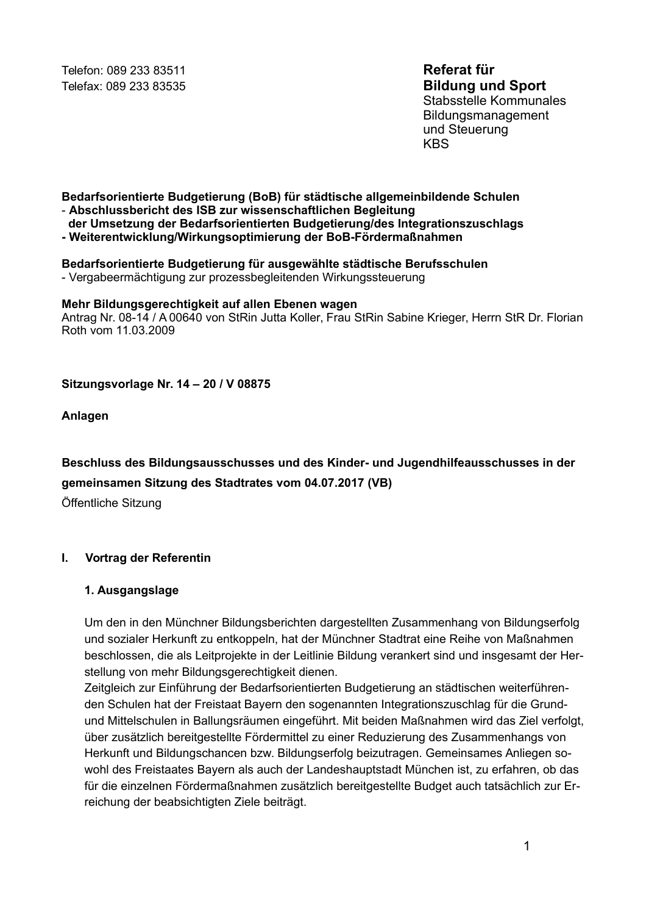Telefon: 089 233 83511
Telefax: 089 233 83535

**Referat für**
**Bildung und Sport**
Stabsstelle Kommunales
Bildungsmanagement
und Steuerung
KBS

**Bedarfsorientierte Budgetierung (BoB) für städtische allgemeinbildende Schulen**
- **Abschlussbericht des ISB zur wissenschaftlichen Begleitung der Umsetzung der Bedarfsorientierten Budgetierung/des Integrationszuschlags**
- **Weiterentwicklung/Wirkungsoptimierung der BoB-Fördermaßnahmen**

**Bedarfsorientierte Budgetierung für ausgewählte städtische Berufsschulen**
- Vergabeermächtigung zur prozessbegleitenden Wirkungssteuerung

**Mehr Bildungsgerechtigkeit auf allen Ebenen wagen**
Antrag Nr. 08-14 / A 00640 von StRin Jutta Koller, Frau StRin Sabine Krieger, Herrn StR Dr. Florian Roth vom 11.03.2009

**Sitzungsvorlage Nr. 14 – 20 / V 08875**

**Anlagen**

**Beschluss des Bildungsausschusses und des Kinder- und Jugendhilfeausschusses in der gemeinsamen Sitzung des Stadtrates vom 04.07.2017 (VB)**
Öffentliche Sitzung

## I. Vortrag der Referentin

### 1. Ausgangslage

Um den in den Münchner Bildungsberichten dargestellten Zusammenhang von Bildungserfolg und sozialer Herkunft zu entkoppeln, hat der Münchner Stadtrat eine Reihe von Maßnahmen beschlossen, die als Leitprojekte in der Leitlinie Bildung verankert sind und insgesamt der Herstellung von mehr Bildungsgerechtigkeit dienen.
Zeitgleich zur Einführung der Bedarfsorientierten Budgetierung an städtischen weiterführenden Schulen hat der Freistaat Bayern den sogenannten Integrationszuschlag für die Grund- und Mittelschulen in Ballungsräumen eingeführt. Mit beiden Maßnahmen wird das Ziel verfolgt, über zusätzlich bereitgestellte Fördermittel zu einer Reduzierung des Zusammenhangs von Herkunft und Bildungschancen bzw. Bildungserfolg beizutragen. Gemeinsames Anliegen sowohl des Freistaates Bayern als auch der Landeshauptstadt München ist, zu erfahren, ob das für die einzelnen Fördermaßnahmen zusätzlich bereitgestellte Budget auch tatsächlich zur Erreichung der beabsichtigten Ziele beiträgt.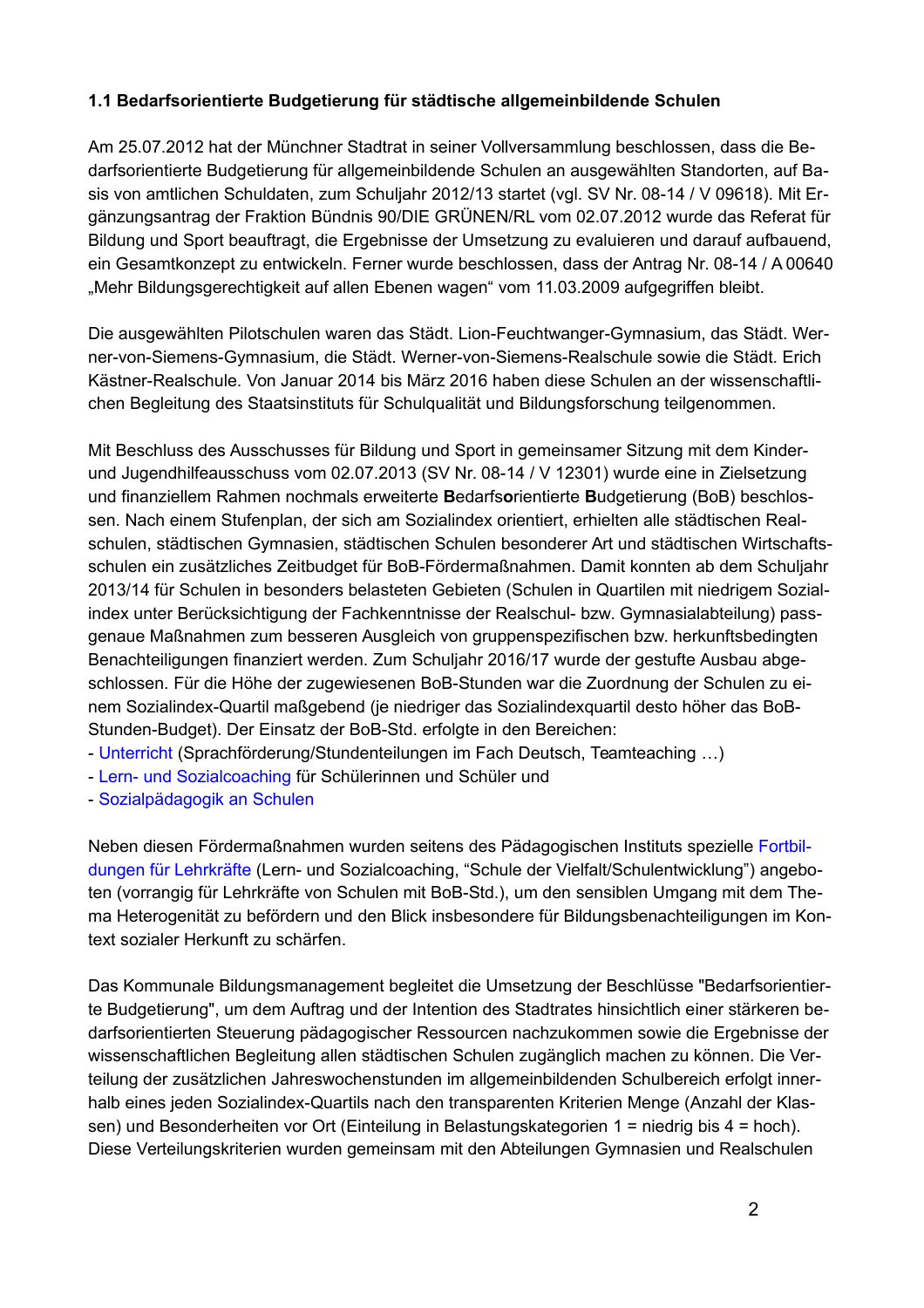**1.1 Bedarfsorientierte Budgetierung für städtische allgemeinbildende Schulen**

Am 25.07.2012 hat der Münchner Stadtrat in seiner Vollversammlung beschlossen, dass die Bedarfsorientierte Budgetierung für allgemeinbildende Schulen an ausgewählten Standorten, auf Basis von amtlichen Schuldaten, zum Schuljahr 2012/13 startet (vgl. SV Nr. 08-14 / V 09618). Mit Ergänzungsantrag der Fraktion Bündnis 90/DIE GRÜNEN/RL vom 02.07.2012 wurde das Referat für Bildung und Sport beauftragt, die Ergebnisse der Umsetzung zu evaluieren und darauf aufbauend, ein Gesamtkonzept zu entwickeln. Ferner wurde beschlossen, dass der Antrag Nr. 08-14 / A 00640 „Mehr Bildungsgerechtigkeit auf allen Ebenen wagen" vom 11.03.2009 aufgegriffen bleibt.

Die ausgewählten Pilotschulen waren das Städt. Lion-Feuchtwanger-Gymnasium, das Städt. Werner-von-Siemens-Gymnasium, die Städt. Werner-von-Siemens-Realschule sowie die Städt. Erich Kästner-Realschule. Von Januar 2014 bis März 2016 haben diese Schulen an der wissenschaftlichen Begleitung des Staatsinstituts für Schulqualität und Bildungsforschung teilgenommen.

Mit Beschluss des Ausschusses für Bildung und Sport in gemeinsamer Sitzung mit dem Kinder- und Jugendhilfeausschuss vom 02.07.2013 (SV Nr. 08-14 / V 12301) wurde eine in Zielsetzung und finanziellem Rahmen nochmals erweiterte **B**edarfs**o**rientierte **B**udgetierung (BoB) beschlossen. Nach einem Stufenplan, der sich am Sozialindex orientiert, erhielten alle städtischen Realschulen, städtischen Gymnasien, städtischen Schulen besonderer Art und städtischen Wirtschaftsschulen ein zusätzliches Zeitbudget für BoB-Fördermaßnahmen. Damit konnten ab dem Schuljahr 2013/14 für Schulen in besonders belasteten Gebieten (Schulen in Quartilen mit niedrigem Sozialindex unter Berücksichtigung der Fachkenntnisse der Realschul- bzw. Gymnasialabteilung) passgenaue Maßnahmen zum besseren Ausgleich von gruppenspezifischen bzw. herkunftsbedingten Benachteiligungen finanziert werden. Zum Schuljahr 2016/17 wurde der gestufte Ausbau abgeschlossen. Für die Höhe der zugewiesenen BoB-Stunden war die Zuordnung der Schulen zu einem Sozialindex-Quartil maßgebend (je niedriger das Sozialindexquartil desto höher das BoB-Stunden-Budget). Der Einsatz der BoB-Std. erfolgte in den Bereichen:

- Unterricht (Sprachförderung/Stundenteilungen im Fach Deutsch, Teamteaching …)
- Lern- und Sozialcoaching für Schülerinnen und Schüler und
- Sozialpädagogik an Schulen

Neben diesen Fördermaßnahmen wurden seitens des Pädagogischen Instituts spezielle Fortbildungen für Lehrkräfte (Lern- und Sozialcoaching, "Schule der Vielfalt/Schulentwicklung") angeboten (vorrangig für Lehrkräfte von Schulen mit BoB-Std.), um den sensiblen Umgang mit dem Thema Heterogenität zu befördern und den Blick insbesondere für Bildungsbenachteiligungen im Kontext sozialer Herkunft zu schärfen.

Das Kommunale Bildungsmanagement begleitet die Umsetzung der Beschlüsse "Bedarfsorientierte Budgetierung", um dem Auftrag und der Intention des Stadtrates hinsichtlich einer stärkeren bedarfsorientierten Steuerung pädagogischer Ressourcen nachzukommen sowie die Ergebnisse der wissenschaftlichen Begleitung allen städtischen Schulen zugänglich machen zu können. Die Verteilung der zusätzlichen Jahreswochenstunden im allgemeinbildenden Schulbereich erfolgt innerhalb eines jeden Sozialindex-Quartils nach den transparenten Kriterien Menge (Anzahl der Klassen) und Besonderheiten vor Ort (Einteilung in Belastungskategorien 1 = niedrig bis 4 = hoch). Diese Verteilungskriterien wurden gemeinsam mit den Abteilungen Gymnasien und Realschulen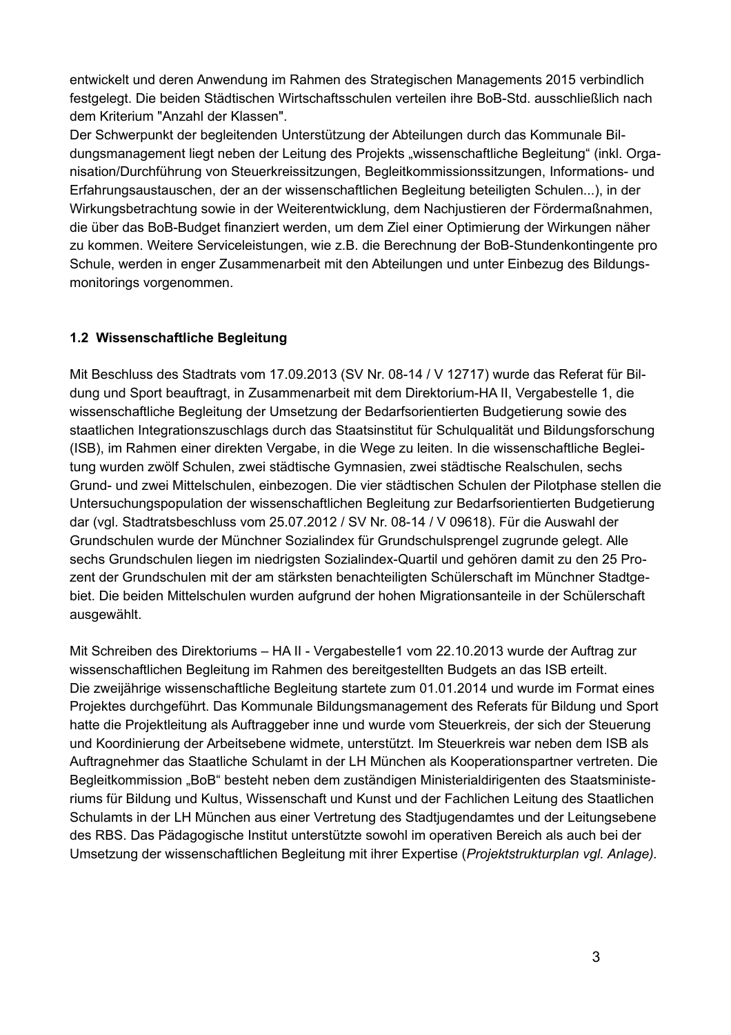entwickelt und deren Anwendung im Rahmen des Strategischen Managements 2015 verbindlich festgelegt. Die beiden Städtischen Wirtschaftsschulen verteilen ihre BoB-Std. ausschließlich nach dem Kriterium "Anzahl der Klassen".

Der Schwerpunkt der begleitenden Unterstützung der Abteilungen durch das Kommunale Bildungsmanagement liegt neben der Leitung des Projekts „wissenschaftliche Begleitung" (inkl. Organisation/Durchführung von Steuerkreissitzungen, Begleitkommissionssitzungen, Informations- und Erfahrungsaustauschen, der an der wissenschaftlichen Begleitung beteiligten Schulen...), in der Wirkungsbetrachtung sowie in der Weiterentwicklung, dem Nachjustieren der Fördermaßnahmen, die über das BoB-Budget finanziert werden, um dem Ziel einer Optimierung der Wirkungen näher zu kommen. Weitere Serviceleistungen, wie z.B. die Berechnung der BoB-Stundenkontingente pro Schule, werden in enger Zusammenarbeit mit den Abteilungen und unter Einbezug des Bildungsmonitorings vorgenommen.

### 1.2 Wissenschaftliche Begleitung

Mit Beschluss des Stadtrats vom 17.09.2013 (SV Nr. 08-14 / V 12717) wurde das Referat für Bildung und Sport beauftragt, in Zusammenarbeit mit dem Direktorium-HA II, Vergabestelle 1, die wissenschaftliche Begleitung der Umsetzung der Bedarfsorientierten Budgetierung sowie des staatlichen Integrationszuschlags durch das Staatsinstitut für Schulqualität und Bildungsforschung (ISB), im Rahmen einer direkten Vergabe, in die Wege zu leiten. In die wissenschaftliche Begleitung wurden zwölf Schulen, zwei städtische Gymnasien, zwei städtische Realschulen, sechs Grund- und zwei Mittelschulen, einbezogen. Die vier städtischen Schulen der Pilotphase stellen die Untersuchungspopulation der wissenschaftlichen Begleitung zur Bedarfsorientierten Budgetierung dar (vgl. Stadtratsbeschluss vom 25.07.2012 / SV Nr. 08-14 / V 09618). Für die Auswahl der Grundschulen wurde der Münchner Sozialindex für Grundschulsprengel zugrunde gelegt. Alle sechs Grundschulen liegen im niedrigsten Sozialindex-Quartil und gehören damit zu den 25 Prozent der Grundschulen mit der am stärksten benachteiligten Schülerschaft im Münchner Stadtgebiet. Die beiden Mittelschulen wurden aufgrund der hohen Migrationsanteile in der Schülerschaft ausgewählt.

Mit Schreiben des Direktoriums – HA II - Vergabestelle1 vom 22.10.2013 wurde der Auftrag zur wissenschaftlichen Begleitung im Rahmen des bereitgestellten Budgets an das ISB erteilt. Die zweijährige wissenschaftliche Begleitung startete zum 01.01.2014 und wurde im Format eines Projektes durchgeführt. Das Kommunale Bildungsmanagement des Referats für Bildung und Sport hatte die Projektleitung als Auftraggeber inne und wurde vom Steuerkreis, der sich der Steuerung und Koordinierung der Arbeitsebene widmete, unterstützt. Im Steuerkreis war neben dem ISB als Auftragnehmer das Staatliche Schulamt in der LH München als Kooperationspartner vertreten. Die Begleitkommission „BoB" besteht neben dem zuständigen Ministerialdirigenten des Staatsministeriums für Bildung und Kultus, Wissenschaft und Kunst und der Fachlichen Leitung des Staatlichen Schulamts in der LH München aus einer Vertretung des Stadtjugendamtes und der Leitungsebene des RBS. Das Pädagogische Institut unterstützte sowohl im operativen Bereich als auch bei der Umsetzung der wissenschaftlichen Begleitung mit ihrer Expertise (*Projektstrukturplan vgl. Anlage).*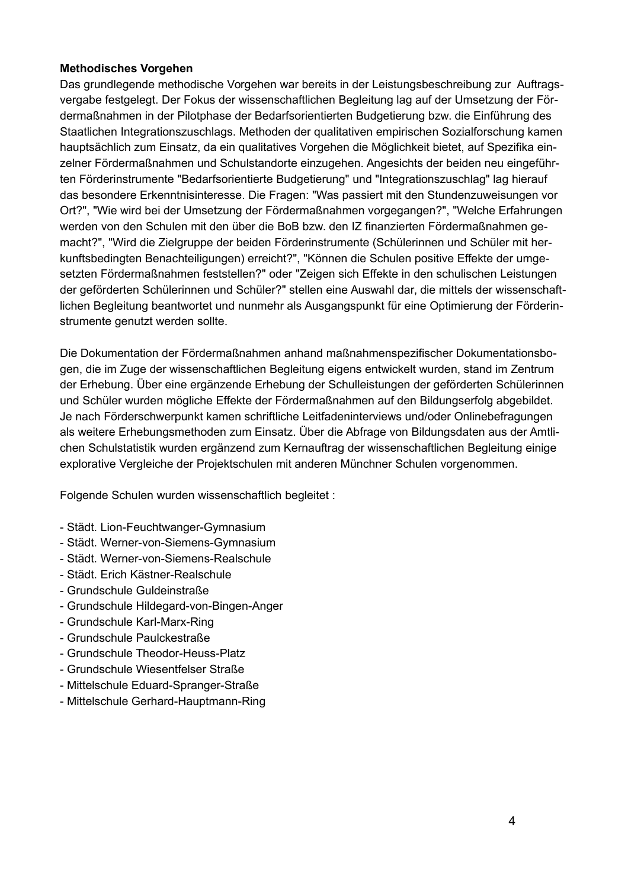**Methodisches Vorgehen**

Das grundlegende methodische Vorgehen war bereits in der Leistungsbeschreibung zur Auftragsvergabe festgelegt. Der Fokus der wissenschaftlichen Begleitung lag auf der Umsetzung der Fördermaßnahmen in der Pilotphase der Bedarfsorientierten Budgetierung bzw. die Einführung des Staatlichen Integrationszuschlags. Methoden der qualitativen empirischen Sozialforschung kamen hauptsächlich zum Einsatz, da ein qualitatives Vorgehen die Möglichkeit bietet, auf Spezifika einzelner Fördermaßnahmen und Schulstandorte einzugehen. Angesichts der beiden neu eingeführten Förderinstrumente "Bedarfsorientierte Budgetierung" und "Integrationszuschlag" lag hierauf das besondere Erkenntnisinteresse. Die Fragen: "Was passiert mit den Stundenzuweisungen vor Ort?", "Wie wird bei der Umsetzung der Fördermaßnahmen vorgegangen?", "Welche Erfahrungen werden von den Schulen mit den über die BoB bzw. den IZ finanzierten Fördermaßnahmen gemacht?", "Wird die Zielgruppe der beiden Förderinstrumente (Schülerinnen und Schüler mit herkunftsbedingten Benachteiligungen) erreicht?", "Können die Schulen positive Effekte der umgesetzten Fördermaßnahmen feststellen?" oder "Zeigen sich Effekte in den schulischen Leistungen der geförderten Schülerinnen und Schüler?" stellen eine Auswahl dar, die mittels der wissenschaftlichen Begleitung beantwortet und nunmehr als Ausgangspunkt für eine Optimierung der Förderinstrumente genutzt werden sollte.

Die Dokumentation der Fördermaßnahmen anhand maßnahmenspezifischer Dokumentationsbogen, die im Zuge der wissenschaftlichen Begleitung eigens entwickelt wurden, stand im Zentrum der Erhebung. Über eine ergänzende Erhebung der Schulleistungen der geförderten Schülerinnen und Schüler wurden mögliche Effekte der Fördermaßnahmen auf den Bildungserfolg abgebildet. Je nach Förderschwerpunkt kamen schriftliche Leitfadeninterviews und/oder Onlinebefragungen als weitere Erhebungsmethoden zum Einsatz. Über die Abfrage von Bildungsdaten aus der Amtlichen Schulstatistik wurden ergänzend zum Kernauftrag der wissenschaftlichen Begleitung einige explorative Vergleiche der Projektschulen mit anderen Münchner Schulen vorgenommen.

Folgende Schulen wurden wissenschaftlich begleitet :

- Städt. Lion-Feuchtwanger-Gymnasium
- Städt. Werner-von-Siemens-Gymnasium
- Städt. Werner-von-Siemens-Realschule
- Städt. Erich Kästner-Realschule
- Grundschule Guldeinstraße
- Grundschule Hildegard-von-Bingen-Anger
- Grundschule Karl-Marx-Ring
- Grundschule Paulckestraße
- Grundschule Theodor-Heuss-Platz
- Grundschule Wiesentfelser Straße
- Mittelschule Eduard-Spranger-Straße
- Mittelschule Gerhard-Hauptmann-Ring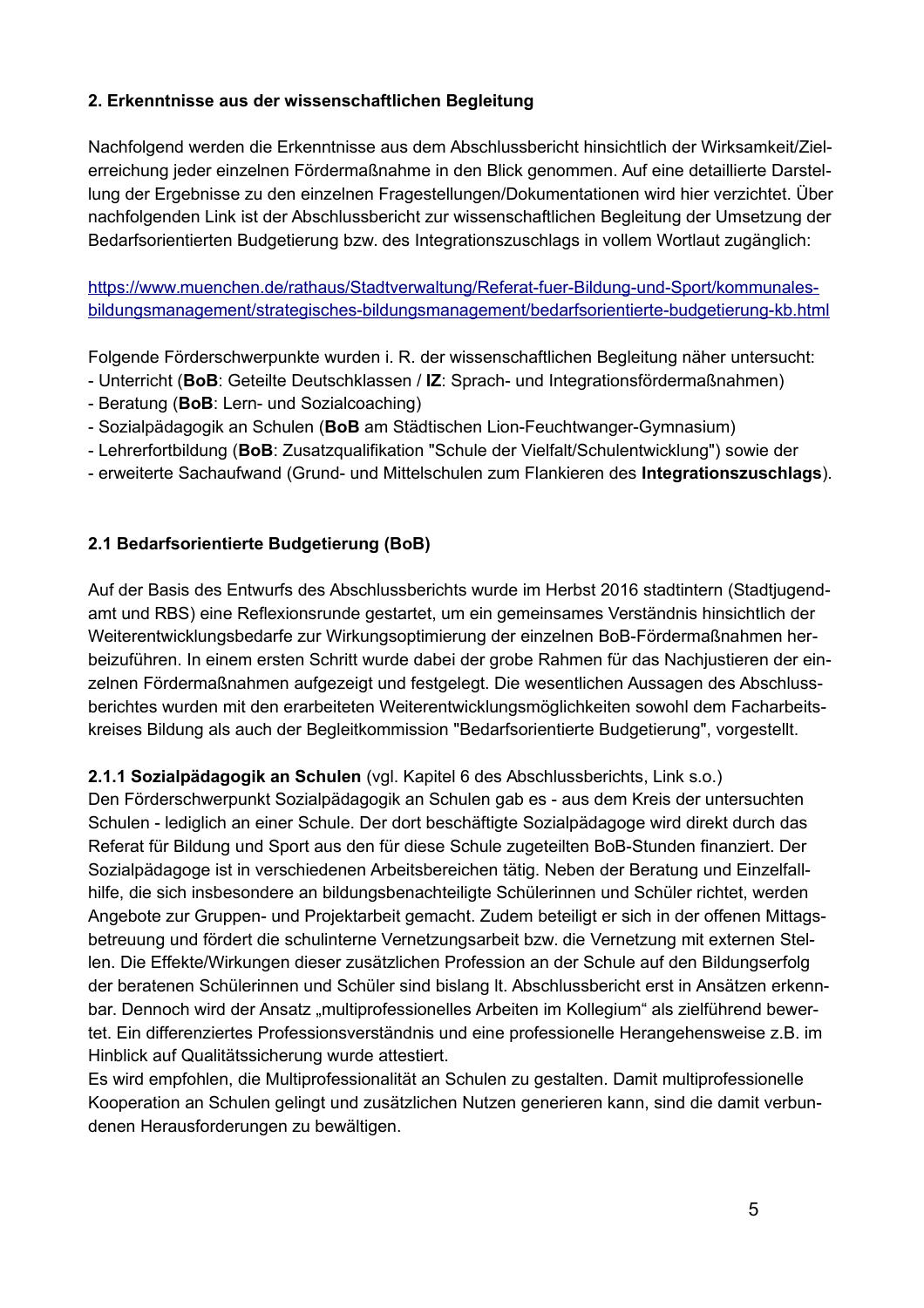**2. Erkenntnisse aus der wissenschaftlichen Begleitung**

Nachfolgend werden die Erkenntnisse aus dem Abschlussbericht hinsichtlich der Wirksamkeit/Zielerreichung jeder einzelnen Fördermaßnahme in den Blick genommen. Auf eine detaillierte Darstellung der Ergebnisse zu den einzelnen Fragestellungen/Dokumentationen wird hier verzichtet. Über nachfolgenden Link ist der Abschlussbericht zur wissenschaftlichen Begleitung der Umsetzung der Bedarfsorientierten Budgetierung bzw. des Integrationszuschlags in vollem Wortlaut zugänglich:

https://www.muenchen.de/rathaus/Stadtverwaltung/Referat-fuer-Bildung-und-Sport/kommunales-bildungsmanagement/strategisches-bildungsmanagement/bedarfsorientierte-budgetierung-kb.html

Folgende Förderschwerpunkte wurden i. R. der wissenschaftlichen Begleitung näher untersucht:
- Unterricht (**BoB**: Geteilte Deutschklassen / **IZ**: Sprach- und Integrationsfördermaßnahmen)
- Beratung (**BoB**: Lern- und Sozialcoaching)
- Sozialpädagogik an Schulen (**BoB** am Städtischen Lion-Feuchtwanger-Gymnasium)
- Lehrerfortbildung (**BoB**: Zusatzqualifikation "Schule der Vielfalt/Schulentwicklung") sowie der
- erweiterte Sachaufwand (Grund- und Mittelschulen zum Flankieren des **Integrationszuschlags**).

**2.1 Bedarfsorientierte Budgetierung (BoB)**

Auf der Basis des Entwurfs des Abschlussberichts wurde im Herbst 2016 stadtintern (Stadtjugendamt und RBS) eine Reflexionsrunde gestartet, um ein gemeinsames Verständnis hinsichtlich der Weiterentwicklungsbedarfe zur Wirkungsoptimierung der einzelnen BoB-Fördermaßnahmen herbeizuführen. In einem ersten Schritt wurde dabei der grobe Rahmen für das Nachjustieren der einzelnen Fördermaßnahmen aufgezeigt und festgelegt. Die wesentlichen Aussagen des Abschlussberichtes wurden mit den erarbeiteten Weiterentwicklungsmöglichkeiten sowohl dem Facharbeitskreises Bildung als auch der Begleitkommission "Bedarfsorientierte Budgetierung", vorgestellt.

**2.1.1 Sozialpädagogik an Schulen** (vgl. Kapitel 6 des Abschlussberichts, Link s.o.)
Den Förderschwerpunkt Sozialpädagogik an Schulen gab es - aus dem Kreis der untersuchten Schulen - lediglich an einer Schule. Der dort beschäftigte Sozialpädagoge wird direkt durch das Referat für Bildung und Sport aus den für diese Schule zugeteilten BoB-Stunden finanziert. Der Sozialpädagoge ist in verschiedenen Arbeitsbereichen tätig. Neben der Beratung und Einzelfallhilfe, die sich insbesondere an bildungsbenachteiligte Schülerinnen und Schüler richtet, werden Angebote zur Gruppen- und Projektarbeit gemacht. Zudem beteiligt er sich in der offenen Mittagsbetreuung und fördert die schulinterne Vernetzungsarbeit bzw. die Vernetzung mit externen Stellen. Die Effekte/Wirkungen dieser zusätzlichen Profession an der Schule auf den Bildungserfolg der beratenen Schülerinnen und Schüler sind bislang lt. Abschlussbericht erst in Ansätzen erkennbar. Dennoch wird der Ansatz „multiprofessionelles Arbeiten im Kollegium" als zielführend bewertet. Ein differenziertes Professionsverständnis und eine professionelle Herangehensweise z.B. im Hinblick auf Qualitätssicherung wurde attestiert.
Es wird empfohlen, die Multiprofessionalität an Schulen zu gestalten. Damit multiprofessionelle Kooperation an Schulen gelingt und zusätzlichen Nutzen generieren kann, sind die damit verbundenen Herausforderungen zu bewältigen.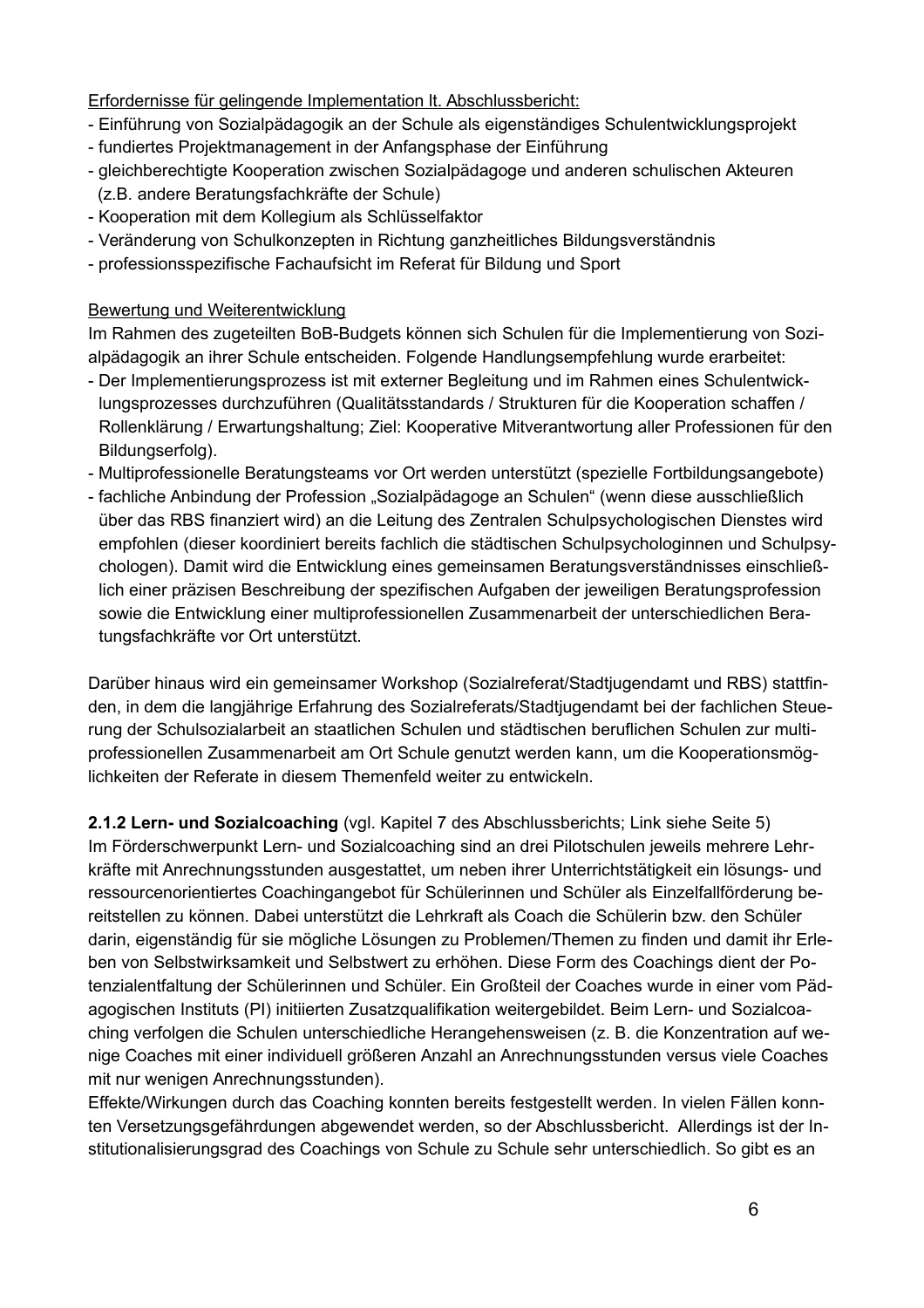Erfordernisse für gelingende Implementation lt. Abschlussbericht:

- Einführung von Sozialpädagogik an der Schule als eigenständiges Schulentwicklungsprojekt
- fundiertes Projektmanagement in der Anfangsphase der Einführung
- gleichberechtigte Kooperation zwischen Sozialpädagoge und anderen schulischen Akteuren (z.B. andere Beratungsfachkräfte der Schule)
- Kooperation mit dem Kollegium als Schlüsselfaktor
- Veränderung von Schulkonzepten in Richtung ganzheitliches Bildungsverständnis
- professionsspezifische Fachaufsicht im Referat für Bildung und Sport

Bewertung und Weiterentwicklung

Im Rahmen des zugeteilten BoB-Budgets können sich Schulen für die Implementierung von Sozialpädagogik an ihrer Schule entscheiden. Folgende Handlungsempfehlung wurde erarbeitet:

- Der Implementierungsprozess ist mit externer Begleitung und im Rahmen eines Schulentwicklungsprozesses durchzuführen (Qualitätsstandards / Strukturen für die Kooperation schaffen / Rollenklärung / Erwartungshaltung; Ziel: Kooperative Mitverantwortung aller Professionen für den Bildungserfolg).
- Multiprofessionelle Beratungsteams vor Ort werden unterstützt (spezielle Fortbildungsangebote)
- fachliche Anbindung der Profession „Sozialpädagoge an Schulen" (wenn diese ausschließlich über das RBS finanziert wird) an die Leitung des Zentralen Schulpsychologischen Dienstes wird empfohlen (dieser koordiniert bereits fachlich die städtischen Schulpsychologinnen und Schulpsychologen). Damit wird die Entwicklung eines gemeinsamen Beratungsverständnisses einschließlich einer präzisen Beschreibung der spezifischen Aufgaben der jeweiligen Beratungsprofession sowie die Entwicklung einer multiprofessionellen Zusammenarbeit der unterschiedlichen Beratungsfachkräfte vor Ort unterstützt.

Darüber hinaus wird ein gemeinsamer Workshop (Sozialreferat/Stadtjugendamt und RBS) stattfinden, in dem die langjährige Erfahrung des Sozialreferats/Stadtjugendamt bei der fachlichen Steuerung der Schulsozialarbeit an staatlichen Schulen und städtischen beruflichen Schulen zur multiprofessionellen Zusammenarbeit am Ort Schule genutzt werden kann, um die Kooperationsmöglichkeiten der Referate in diesem Themenfeld weiter zu entwickeln.

**2.1.2 Lern- und Sozialcoaching** (vgl. Kapitel 7 des Abschlussberichts; Link siehe Seite 5)

Im Förderschwerpunkt Lern- und Sozialcoaching sind an drei Pilotschulen jeweils mehrere Lehrkräfte mit Anrechnungsstunden ausgestattet, um neben ihrer Unterrichtstätigkeit ein lösungs- und ressourcenorientiertes Coachingangebot für Schülerinnen und Schüler als Einzelfallförderung bereitstellen zu können. Dabei unterstützt die Lehrkraft als Coach die Schülerin bzw. den Schüler darin, eigenständig für sie mögliche Lösungen zu Problemen/Themen zu finden und damit ihr Erleben von Selbstwirksamkeit und Selbstwert zu erhöhen. Diese Form des Coachings dient der Potenzialentfaltung der Schülerinnen und Schüler. Ein Großteil der Coaches wurde in einer vom Pädagogischen Instituts (PI) initiierten Zusatzqualifikation weitergebildet. Beim Lern- und Sozialcoaching verfolgen die Schulen unterschiedliche Herangehensweisen (z. B. die Konzentration auf wenige Coaches mit einer individuell größeren Anzahl an Anrechnungsstunden versus viele Coaches mit nur wenigen Anrechnungsstunden).

Effekte/Wirkungen durch das Coaching konnten bereits festgestellt werden. In vielen Fällen konnten Versetzungsgefährdungen abgewendet werden, so der Abschlussbericht. Allerdings ist der Institutionalisierungsgrad des Coachings von Schule zu Schule sehr unterschiedlich. So gibt es an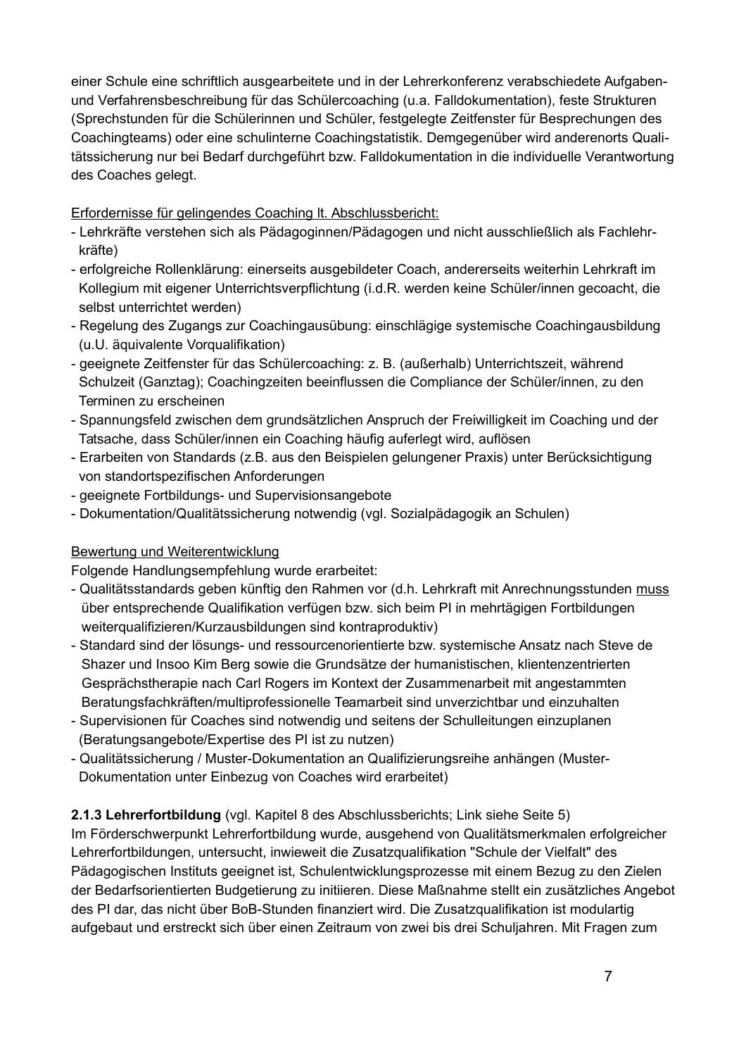einer Schule eine schriftlich ausgearbeitete und in der Lehrerkonferenz verabschiedete Aufgaben- und Verfahrensbeschreibung für das Schülercoaching (u.a. Falldokumentation), feste Strukturen (Sprechstunden für die Schülerinnen und Schüler, festgelegte Zeitfenster für Besprechungen des Coachingteams) oder eine schulinterne Coachingstatistik. Demgegenüber wird anderenorts Qualitätssicherung nur bei Bedarf durchgeführt bzw. Falldokumentation in die individuelle Verantwortung des Coaches gelegt.

<u>Erfordernisse für gelingendes Coaching lt. Abschlussbericht:</u>

- Lehrkräfte verstehen sich als Pädagoginnen/Pädagogen und nicht ausschließlich als Fachlehrkräfte)
- erfolgreiche Rollenklärung: einerseits ausgebildeter Coach, andererseits weiterhin Lehrkraft im Kollegium mit eigener Unterrichtsverpflichtung (i.d.R. werden keine Schüler/innen gecoacht, die selbst unterrichtet werden)
- Regelung des Zugangs zur Coachingausübung: einschlägige systemische Coachingausbildung (u.U. äquivalente Vorqualifikation)
- geeignete Zeitfenster für das Schülercoaching: z. B. (außerhalb) Unterrichtszeit, während Schulzeit (Ganztag); Coachingzeiten beeinflussen die Compliance der Schüler/innen, zu den Terminen zu erscheinen
- Spannungsfeld zwischen dem grundsätzlichen Anspruch der Freiwilligkeit im Coaching und der Tatsache, dass Schüler/innen ein Coaching häufig auferlegt wird, auflösen
- Erarbeiten von Standards (z.B. aus den Beispielen gelungener Praxis) unter Berücksichtigung von standortspezifischen Anforderungen
- geeignete Fortbildungs- und Supervisionsangebote
- Dokumentation/Qualitätssicherung notwendig (vgl. Sozialpädagogik an Schulen)

<u>Bewertung und Weiterentwicklung</u>

Folgende Handlungsempfehlung wurde erarbeitet:

- Qualitätsstandards geben künftig den Rahmen vor (d.h. Lehrkraft mit Anrechnungsstunden <u>muss</u> über entsprechende Qualifikation verfügen bzw. sich beim PI in mehrtägigen Fortbildungen weiterqualifizieren/Kurzausbildungen sind kontraproduktiv)
- Standard sind der lösungs- und ressourcenorientierte bzw. systemische Ansatz nach Steve de Shazer und Insoo Kim Berg sowie die Grundsätze der humanistischen, klientenzentrierten Gesprächstherapie nach Carl Rogers im Kontext der Zusammenarbeit mit angestammten Beratungsfachkräften/multiprofessionelle Teamarbeit sind unverzichtbar und einzuhalten
- Supervisionen für Coaches sind notwendig und seitens der Schulleitungen einzuplanen (Beratungsangebote/Expertise des PI ist zu nutzen)
- Qualitätssicherung / Muster-Dokumentation an Qualifizierungsreihe anhängen (Muster-Dokumentation unter Einbezug von Coaches wird erarbeitet)

**2.1.3 Lehrerfortbildung** (vgl. Kapitel 8 des Abschlussberichts; Link siehe Seite 5)

Im Förderschwerpunkt Lehrerfortbildung wurde, ausgehend von Qualitätsmerkmalen erfolgreicher Lehrerfortbildungen, untersucht, inwieweit die Zusatzqualifikation "Schule der Vielfalt" des Pädagogischen Instituts geeignet ist, Schulentwicklungsprozesse mit einem Bezug zu den Zielen der Bedarfsorientierten Budgetierung zu initiieren. Diese Maßnahme stellt ein zusätzliches Angebot des PI dar, das nicht über BoB-Stunden finanziert wird. Die Zusatzqualifikation ist modulartig aufgebaut und erstreckt sich über einen Zeitraum von zwei bis drei Schuljahren. Mit Fragen zum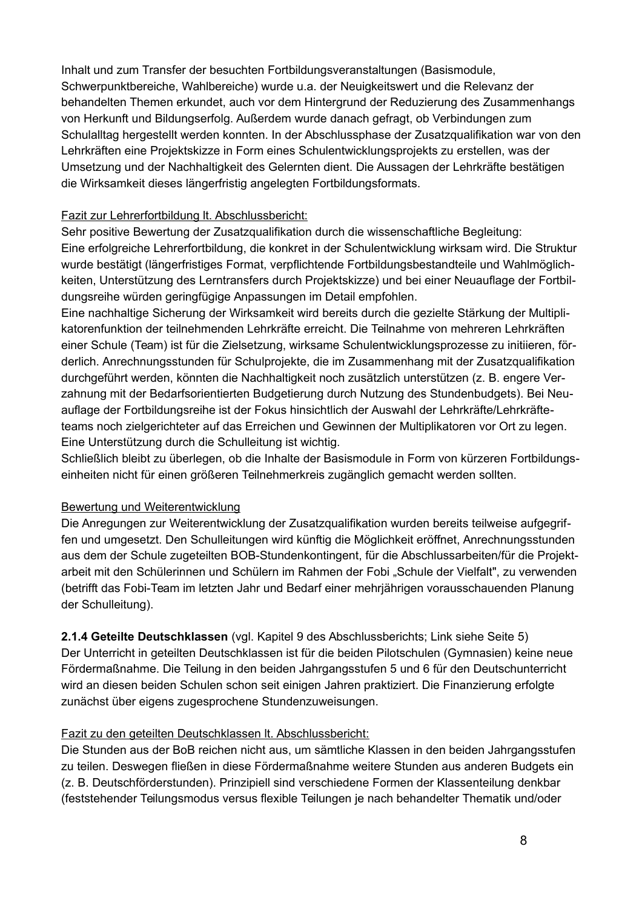Inhalt und zum Transfer der besuchten Fortbildungsveranstaltungen (Basismodule, Schwerpunktbereiche, Wahlbereiche) wurde u.a. der Neuigkeitswert und die Relevanz der behandelten Themen erkundet, auch vor dem Hintergrund der Reduzierung des Zusammenhangs von Herkunft und Bildungserfolg. Außerdem wurde danach gefragt, ob Verbindungen zum Schulalltag hergestellt werden konnten. In der Abschlussphase der Zusatzqualifikation war von den Lehrkräften eine Projektskizze in Form eines Schulentwicklungsprojekts zu erstellen, was der Umsetzung und der Nachhaltigkeit des Gelernten dient. Die Aussagen der Lehrkräfte bestätigen die Wirksamkeit dieses längerfristig angelegten Fortbildungsformats.

<u>Fazit zur Lehrerfortbildung lt. Abschlussbericht:</u>
Sehr positive Bewertung der Zusatzqualifikation durch die wissenschaftliche Begleitung:
Eine erfolgreiche Lehrerfortbildung, die konkret in der Schulentwicklung wirksam wird. Die Struktur wurde bestätigt (längerfristiges Format, verpflichtende Fortbildungsbestandteile und Wahlmöglichkeiten, Unterstützung des Lerntransfers durch Projektskizze) und bei einer Neuauflage der Fortbildungsreihe würden geringfügige Anpassungen im Detail empfohlen.
Eine nachhaltige Sicherung der Wirksamkeit wird bereits durch die gezielte Stärkung der Multiplikatorenfunktion der teilnehmenden Lehrkräfte erreicht. Die Teilnahme von mehreren Lehrkräften einer Schule (Team) ist für die Zielsetzung, wirksame Schulentwicklungsprozesse zu initiieren, förderlich. Anrechnungsstunden für Schulprojekte, die im Zusammenhang mit der Zusatzqualifikation durchgeführt werden, könnten die Nachhaltigkeit noch zusätzlich unterstützen (z. B. engere Verzahnung mit der Bedarfsorientierten Budgetierung durch Nutzung des Stundenbudgets). Bei Neuauflage der Fortbildungsreihe ist der Fokus hinsichtlich der Auswahl der Lehrkräfte/Lehrkräfteteams noch zielgerichteter auf das Erreichen und Gewinnen der Multiplikatoren vor Ort zu legen. Eine Unterstützung durch die Schulleitung ist wichtig.
Schließlich bleibt zu überlegen, ob die Inhalte der Basismodule in Form von kürzeren Fortbildungseinheiten nicht für einen größeren Teilnehmerkreis zugänglich gemacht werden sollten.

<u>Bewertung und Weiterentwicklung</u>
Die Anregungen zur Weiterentwicklung der Zusatzqualifikation wurden bereits teilweise aufgegriffen und umgesetzt. Den Schulleitungen wird künftig die Möglichkeit eröffnet, Anrechnungsstunden aus dem der Schule zugeteilten BOB-Stundenkontingent, für die Abschlussarbeiten/für die Projektarbeit mit den Schülerinnen und Schülern im Rahmen der Fobi „Schule der Vielfalt", zu verwenden (betrifft das Fobi-Team im letzten Jahr und Bedarf einer mehrjährigen vorausschauenden Planung der Schulleitung).

**2.1.4 Geteilte Deutschklassen** (vgl. Kapitel 9 des Abschlussberichts; Link siehe Seite 5)
Der Unterricht in geteilten Deutschklassen ist für die beiden Pilotschulen (Gymnasien) keine neue Fördermaßnahme. Die Teilung in den beiden Jahrgangsstufen 5 und 6 für den Deutschunterricht wird an diesen beiden Schulen schon seit einigen Jahren praktiziert. Die Finanzierung erfolgte zunächst über eigens zugesprochene Stundenzuweisungen.

<u>Fazit zu den geteilten Deutschklassen lt. Abschlussbericht:</u>
Die Stunden aus der BoB reichen nicht aus, um sämtliche Klassen in den beiden Jahrgangsstufen zu teilen. Deswegen fließen in diese Fördermaßnahme weitere Stunden aus anderen Budgets ein (z. B. Deutschförderstunden). Prinzipiell sind verschiedene Formen der Klassenteilung denkbar (feststehender Teilungsmodus versus flexible Teilungen je nach behandelter Thematik und/oder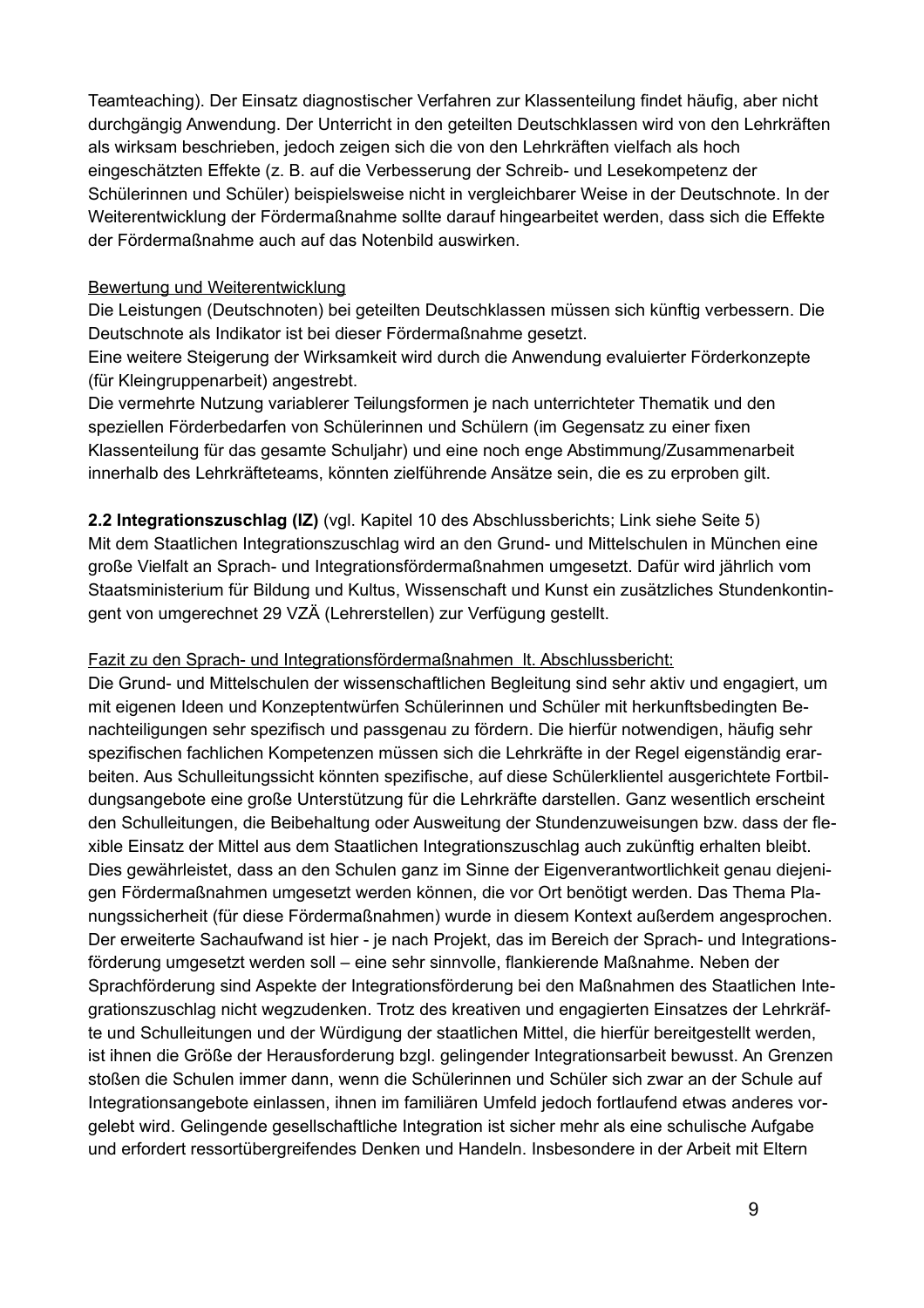Teamteaching). Der Einsatz diagnostischer Verfahren zur Klassenteilung findet häufig, aber nicht durchgängig Anwendung. Der Unterricht in den geteilten Deutschklassen wird von den Lehrkräften als wirksam beschrieben, jedoch zeigen sich die von den Lehrkräften vielfach als hoch eingeschätzten Effekte (z. B. auf die Verbesserung der Schreib- und Lesekompetenz der Schülerinnen und Schüler) beispielsweise nicht in vergleichbarer Weise in der Deutschnote. In der Weiterentwicklung der Fördermaßnahme sollte darauf hingearbeitet werden, dass sich die Effekte der Fördermaßnahme auch auf das Notenbild auswirken.

Bewertung und Weiterentwicklung

Die Leistungen (Deutschnoten) bei geteilten Deutschklassen müssen sich künftig verbessern. Die Deutschnote als Indikator ist bei dieser Fördermaßnahme gesetzt.
Eine weitere Steigerung der Wirksamkeit wird durch die Anwendung evaluierter Förderkonzepte (für Kleingruppenarbeit) angestrebt.
Die vermehrte Nutzung variablerer Teilungsformen je nach unterrichteter Thematik und den speziellen Förderbedarfen von Schülerinnen und Schülern (im Gegensatz zu einer fixen Klassenteilung für das gesamte Schuljahr) und eine noch enge Abstimmung/Zusammenarbeit innerhalb des Lehrkräfteteams, könnten zielführende Ansätze sein, die es zu erproben gilt.

**2.2 Integrationszuschlag (IZ)** (vgl. Kapitel 10 des Abschlussberichts; Link siehe Seite 5)
Mit dem Staatlichen Integrationszuschlag wird an den Grund- und Mittelschulen in München eine große Vielfalt an Sprach- und Integrationsfördermaßnahmen umgesetzt. Dafür wird jährlich vom Staatsministerium für Bildung und Kultus, Wissenschaft und Kunst ein zusätzliches Stundenkontingent von umgerechnet 29 VZÄ (Lehrerstellen) zur Verfügung gestellt.

Fazit zu den Sprach- und Integrationsfördermaßnahmen lt. Abschlussbericht:

Die Grund- und Mittelschulen der wissenschaftlichen Begleitung sind sehr aktiv und engagiert, um mit eigenen Ideen und Konzeptentwürfen Schülerinnen und Schüler mit herkunftsbedingten Benachteiligungen sehr spezifisch und passgenau zu fördern. Die hierfür notwendigen, häufig sehr spezifischen fachlichen Kompetenzen müssen sich die Lehrkräfte in der Regel eigenständig erarbeiten. Aus Schulleitungssicht könnten spezifische, auf diese Schülerklientel ausgerichtete Fortbildungsangebote eine große Unterstützung für die Lehrkräfte darstellen. Ganz wesentlich erscheint den Schulleitungen, die Beibehaltung oder Ausweitung der Stundenzuweisungen bzw. dass der flexible Einsatz der Mittel aus dem Staatlichen Integrationszuschlag auch zukünftig erhalten bleibt. Dies gewährleistet, dass an den Schulen ganz im Sinne der Eigenverantwortlichkeit genau diejenigen Fördermaßnahmen umgesetzt werden können, die vor Ort benötigt werden. Das Thema Planungssicherheit (für diese Fördermaßnahmen) wurde in diesem Kontext außerdem angesprochen. Der erweiterte Sachaufwand ist hier - je nach Projekt, das im Bereich der Sprach- und Integrationsförderung umgesetzt werden soll – eine sehr sinnvolle, flankierende Maßnahme. Neben der Sprachförderung sind Aspekte der Integrationsförderung bei den Maßnahmen des Staatlichen Integrationszuschlag nicht wegzudenken. Trotz des kreativen und engagierten Einsatzes der Lehrkräfte und Schulleitungen und der Würdigung der staatlichen Mittel, die hierfür bereitgestellt werden, ist ihnen die Größe der Herausforderung bzgl. gelingender Integrationsarbeit bewusst. An Grenzen stoßen die Schulen immer dann, wenn die Schülerinnen und Schüler sich zwar an der Schule auf Integrationsangebote einlassen, ihnen im familiären Umfeld jedoch fortlaufend etwas anderes vorgelebt wird. Gelingende gesellschaftliche Integration ist sicher mehr als eine schulische Aufgabe und erfordert ressortübergreifendes Denken und Handeln. Insbesondere in der Arbeit mit Eltern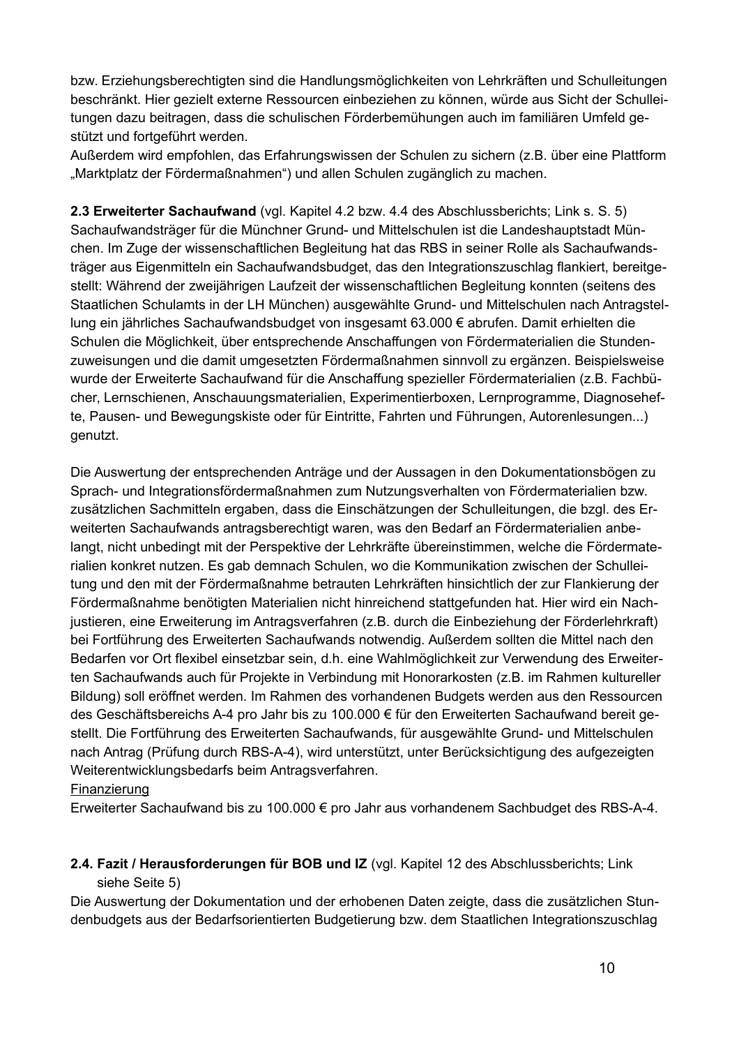bzw. Erziehungsberechtigten sind die Handlungsmöglichkeiten von Lehrkräften und Schulleitungen beschränkt. Hier gezielt externe Ressourcen einbeziehen zu können, würde aus Sicht der Schulleitungen dazu beitragen, dass die schulischen Förderbemühungen auch im familiären Umfeld gestützt und fortgeführt werden.
Außerdem wird empfohlen, das Erfahrungswissen der Schulen zu sichern (z.B. über eine Plattform „Marktplatz der Fördermaßnahmen") und allen Schulen zugänglich zu machen.

**2.3 Erweiterter Sachaufwand** (vgl. Kapitel 4.2 bzw. 4.4 des Abschlussberichts; Link s. S. 5)
Sachaufwandsträger für die Münchner Grund- und Mittelschulen ist die Landeshauptstadt München. Im Zuge der wissenschaftlichen Begleitung hat das RBS in seiner Rolle als Sachaufwandsträger aus Eigenmitteln ein Sachaufwandsbudget, das den Integrationszuschlag flankiert, bereitgestellt: Während der zweijährigen Laufzeit der wissenschaftlichen Begleitung konnten (seitens des Staatlichen Schulamts in der LH München) ausgewählte Grund- und Mittelschulen nach Antragstellung ein jährliches Sachaufwandsbudget von insgesamt 63.000 € abrufen. Damit erhielten die Schulen die Möglichkeit, über entsprechende Anschaffungen von Fördermaterialien die Stundenzuweisungen und die damit umgesetzten Fördermaßnahmen sinnvoll zu ergänzen. Beispielsweise wurde der Erweiterte Sachaufwand für die Anschaffung spezieller Fördermaterialien (z.B. Fachbücher, Lernschienen, Anschauungsmaterialien, Experimentierboxen, Lernprogramme, Diagnosehefte, Pausen- und Bewegungskiste oder für Eintritte, Fahrten und Führungen, Autorenlesungen...) genutzt.

Die Auswertung der entsprechenden Anträge und der Aussagen in den Dokumentationsbögen zu Sprach- und Integrationsfördermaßnahmen zum Nutzungsverhalten von Fördermaterialien bzw. zusätzlichen Sachmitteln ergaben, dass die Einschätzungen der Schulleitungen, die bzgl. des Erweiterten Sachaufwands antragsberechtigt waren, was den Bedarf an Fördermaterialien anbelangt, nicht unbedingt mit der Perspektive der Lehrkräfte übereinstimmen, welche die Fördermaterialien konkret nutzen. Es gab demnach Schulen, wo die Kommunikation zwischen der Schulleitung und den mit der Fördermaßnahme betrauten Lehrkräften hinsichtlich der zur Flankierung der Fördermaßnahme benötigten Materialien nicht hinreichend stattgefunden hat. Hier wird ein Nachjustieren, eine Erweiterung im Antragsverfahren (z.B. durch die Einbeziehung der Förderlehrkraft) bei Fortführung des Erweiterten Sachaufwands notwendig. Außerdem sollten die Mittel nach den Bedarfen vor Ort flexibel einsetzbar sein, d.h. eine Wahlmöglichkeit zur Verwendung des Erweiterten Sachaufwands auch für Projekte in Verbindung mit Honorarkosten (z.B. im Rahmen kultureller Bildung) soll eröffnet werden. Im Rahmen des vorhandenen Budgets werden aus den Ressourcen des Geschäftsbereichs A-4 pro Jahr bis zu 100.000 € für den Erweiterten Sachaufwand bereit gestellt. Die Fortführung des Erweiterten Sachaufwands, für ausgewählte Grund- und Mittelschulen nach Antrag (Prüfung durch RBS-A-4), wird unterstützt, unter Berücksichtigung des aufgezeigten Weiterentwicklungsbedarfs beim Antragsverfahren.
<u>Finanzierung</u>
Erweiterter Sachaufwand bis zu 100.000 € pro Jahr aus vorhandenem Sachbudget des RBS-A-4.

**2.4. Fazit / Herausforderungen für BOB und IZ** (vgl. Kapitel 12 des Abschlussberichts; Link siehe Seite 5)
Die Auswertung der Dokumentation und der erhobenen Daten zeigte, dass die zusätzlichen Stundenbudgets aus der Bedarfsorientierten Budgetierung bzw. dem Staatlichen Integrationszuschlag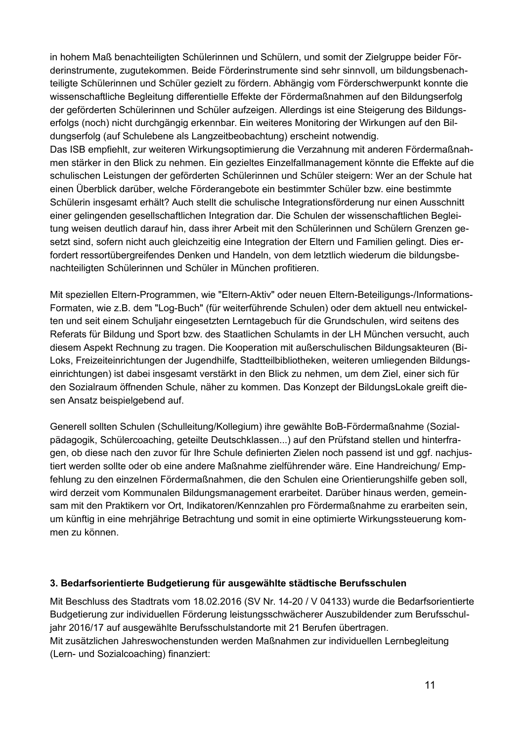in hohem Maß benachteiligten Schülerinnen und Schülern, und somit der Zielgruppe beider Förderinstrumente, zugutekommen. Beide Förderinstrumente sind sehr sinnvoll, um bildungsbenachteiligte Schülerinnen und Schüler gezielt zu fördern. Abhängig vom Förderschwerpunkt konnte die wissenschaftliche Begleitung differentielle Effekte der Fördermaßnahmen auf den Bildungserfolg der geförderten Schülerinnen und Schüler aufzeigen. Allerdings ist eine Steigerung des Bildungserfolgs (noch) nicht durchgängig erkennbar. Ein weiteres Monitoring der Wirkungen auf den Bildungserfolg (auf Schulebene als Langzeitbeobachtung) erscheint notwendig.
Das ISB empfiehlt, zur weiteren Wirkungsoptimierung die Verzahnung mit anderen Fördermaßnahmen stärker in den Blick zu nehmen. Ein gezieltes Einzelfallmanagement könnte die Effekte auf die schulischen Leistungen der geförderten Schülerinnen und Schüler steigern: Wer an der Schule hat einen Überblick darüber, welche Förderangebote ein bestimmter Schüler bzw. eine bestimmte Schülerin insgesamt erhält? Auch stellt die schulische Integrationsförderung nur einen Ausschnitt einer gelingenden gesellschaftlichen Integration dar. Die Schulen der wissenschaftlichen Begleitung weisen deutlich darauf hin, dass ihrer Arbeit mit den Schülerinnen und Schülern Grenzen gesetzt sind, sofern nicht auch gleichzeitig eine Integration der Eltern und Familien gelingt. Dies erfordert ressortübergreifendes Denken und Handeln, von dem letztlich wiederum die bildungsbenachteiligten Schülerinnen und Schüler in München profitieren.

Mit speziellen Eltern-Programmen, wie "Eltern-Aktiv" oder neuen Eltern-Beteiligungs-/Informations-Formaten, wie z.B. dem "Log-Buch" (für weiterführende Schulen) oder dem aktuell neu entwickelten und seit einem Schuljahr eingesetzten Lerntagebuch für die Grundschulen, wird seitens des Referats für Bildung und Sport bzw. des Staatlichen Schulamts in der LH München versucht, auch diesem Aspekt Rechnung zu tragen. Die Kooperation mit außerschulischen Bildungsakteuren (BiLoks, Freizeiteinrichtungen der Jugendhilfe, Stadtteilbibliotheken, weiteren umliegenden Bildungseinrichtungen) ist dabei insgesamt verstärkt in den Blick zu nehmen, um dem Ziel, einer sich für den Sozialraum öffnenden Schule, näher zu kommen. Das Konzept der BildungsLokale greift diesen Ansatz beispielgebend auf.

Generell sollten Schulen (Schulleitung/Kollegium) ihre gewählte BoB-Fördermaßnahme (Sozialpädagogik, Schülercoaching, geteilte Deutschklassen...) auf den Prüfstand stellen und hinterfragen, ob diese nach den zuvor für Ihre Schule definierten Zielen noch passend ist und ggf. nachjustiert werden sollte oder ob eine andere Maßnahme zielführender wäre. Eine Handreichung/ Empfehlung zu den einzelnen Fördermaßnahmen, die den Schulen eine Orientierungshilfe geben soll, wird derzeit vom Kommunalen Bildungsmanagement erarbeitet. Darüber hinaus werden, gemeinsam mit den Praktikern vor Ort, Indikatoren/Kennzahlen pro Fördermaßnahme zu erarbeiten sein, um künftig in eine mehrjährige Betrachtung und somit in eine optimierte Wirkungssteuerung kommen zu können.

### 3. Bedarfsorientierte Budgetierung für ausgewählte städtische Berufsschulen

Mit Beschluss des Stadtrats vom 18.02.2016 (SV Nr. 14-20 / V 04133) wurde die Bedarfsorientierte Budgetierung zur individuellen Förderung leistungsschwächerer Auszubildender zum Berufsschuljahr 2016/17 auf ausgewählte Berufsschulstandorte mit 21 Berufen übertragen.
Mit zusätzlichen Jahreswochenstunden werden Maßnahmen zur individuellen Lernbegleitung (Lern- und Sozialcoaching) finanziert: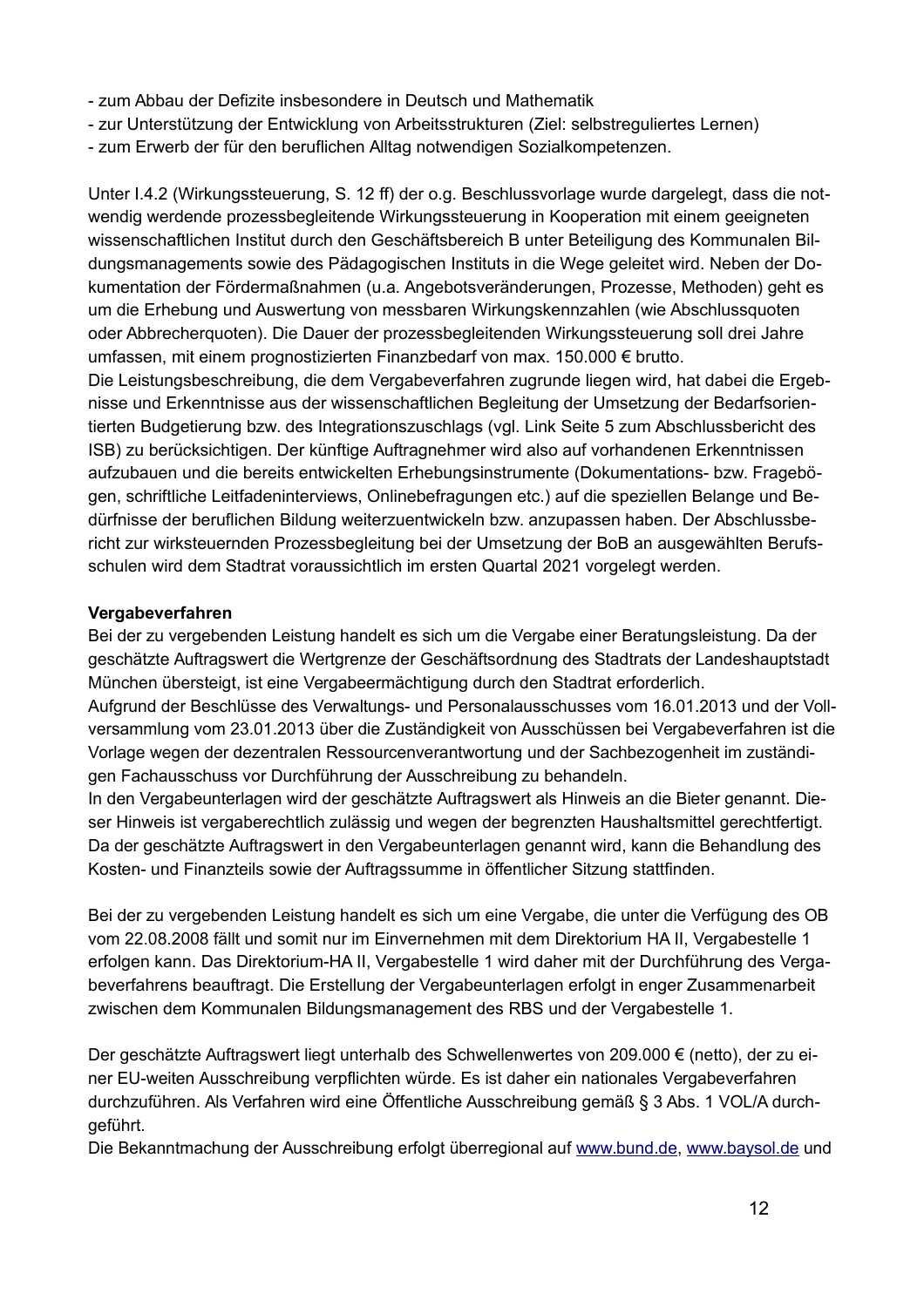- zum Abbau der Defizite insbesondere in Deutsch und Mathematik
- zur Unterstützung der Entwicklung von Arbeitsstrukturen (Ziel: selbstreguliertes Lernen)
- zum Erwerb der für den beruflichen Alltag notwendigen Sozialkompetenzen.

Unter I.4.2 (Wirkungssteuerung, S. 12 ff) der o.g. Beschlussvorlage wurde dargelegt, dass die notwendig werdende prozessbegleitende Wirkungssteuerung in Kooperation mit einem geeigneten wissenschaftlichen Institut durch den Geschäftsbereich B unter Beteiligung des Kommunalen Bildungsmanagements sowie des Pädagogischen Instituts in die Wege geleitet wird. Neben der Dokumentation der Fördermaßnahmen (u.a. Angebotsveränderungen, Prozesse, Methoden) geht es um die Erhebung und Auswertung von messbaren Wirkungskennzahlen (wie Abschlussquoten oder Abbrecherquoten). Die Dauer der prozessbegleitenden Wirkungssteuerung soll drei Jahre umfassen, mit einem prognostizierten Finanzbedarf von max. 150.000 € brutto.
Die Leistungsbeschreibung, die dem Vergabeverfahren zugrunde liegen wird, hat dabei die Ergebnisse und Erkenntnisse aus der wissenschaftlichen Begleitung der Umsetzung der Bedarfsorientierten Budgetierung bzw. des Integrationszuschlags (vgl. Link Seite 5 zum Abschlussbericht des ISB) zu berücksichtigen. Der künftige Auftragnehmer wird also auf vorhandenen Erkenntnissen aufzubauen und die bereits entwickelten Erhebungsinstrumente (Dokumentations- bzw. Fragebögen, schriftliche Leitfadeninterviews, Onlinebefragungen etc.) auf die speziellen Belange und Bedürfnisse der beruflichen Bildung weiterzuentwickeln bzw. anzupassen haben. Der Abschlussbericht zur wirksteuernden Prozessbegleitung bei der Umsetzung der BoB an ausgewählten Berufsschulen wird dem Stadtrat voraussichtlich im ersten Quartal 2021 vorgelegt werden.

**Vergabeverfahren**
Bei der zu vergebenden Leistung handelt es sich um die Vergabe einer Beratungsleistung. Da der geschätzte Auftragswert die Wertgrenze der Geschäftsordnung des Stadtrats der Landeshauptstadt München übersteigt, ist eine Vergabeermächtigung durch den Stadtrat erforderlich.
Aufgrund der Beschlüsse des Verwaltungs- und Personalausschusses vom 16.01.2013 und der Vollversammlung vom 23.01.2013 über die Zuständigkeit von Ausschüssen bei Vergabeverfahren ist die Vorlage wegen der dezentralen Ressourcenverantwortung und der Sachbezogenheit im zuständigen Fachausschuss vor Durchführung der Ausschreibung zu behandeln.
In den Vergabeunterlagen wird der geschätzte Auftragswert als Hinweis an die Bieter genannt. Dieser Hinweis ist vergaberechtlich zulässig und wegen der begrenzten Haushaltsmittel gerechtfertigt. Da der geschätzte Auftragswert in den Vergabeunterlagen genannt wird, kann die Behandlung des Kosten- und Finanzteils sowie der Auftragssumme in öffentlicher Sitzung stattfinden.

Bei der zu vergebenden Leistung handelt es sich um eine Vergabe, die unter die Verfügung des OB vom 22.08.2008 fällt und somit nur im Einvernehmen mit dem Direktorium HA II, Vergabestelle 1 erfolgen kann. Das Direktorium-HA II, Vergabestelle 1 wird daher mit der Durchführung des Vergabeverfahrens beauftragt. Die Erstellung der Vergabeunterlagen erfolgt in enger Zusammenarbeit zwischen dem Kommunalen Bildungsmanagement des RBS und der Vergabestelle 1.

Der geschätzte Auftragswert liegt unterhalb des Schwellenwertes von 209.000 € (netto), der zu einer EU-weiten Ausschreibung verpflichten würde. Es ist daher ein nationales Vergabeverfahren durchzuführen. Als Verfahren wird eine Öffentliche Ausschreibung gemäß § 3 Abs. 1 VOL/A durchgeführt.
Die Bekanntmachung der Ausschreibung erfolgt überregional auf www.bund.de, www.baysol.de und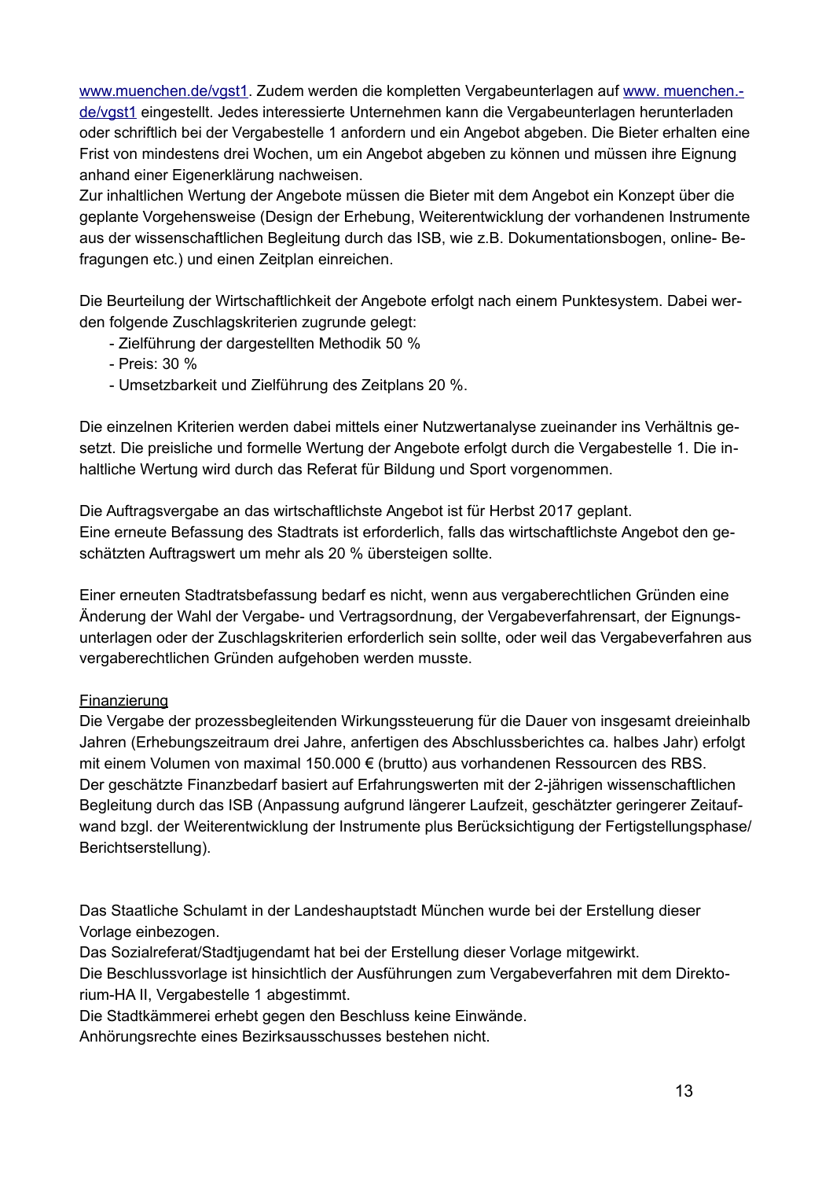www.muenchen.de/vgst1. Zudem werden die kompletten Vergabeunterlagen auf www. muenchen.-de/vgst1 eingestellt. Jedes interessierte Unternehmen kann die Vergabeunterlagen herunterladen oder schriftlich bei der Vergabestelle 1 anfordern und ein Angebot abgeben. Die Bieter erhalten eine Frist von mindestens drei Wochen, um ein Angebot abgeben zu können und müssen ihre Eignung anhand einer Eigenerklärung nachweisen.
Zur inhaltlichen Wertung der Angebote müssen die Bieter mit dem Angebot ein Konzept über die geplante Vorgehensweise (Design der Erhebung, Weiterentwicklung der vorhandenen Instrumente aus der wissenschaftlichen Begleitung durch das ISB, wie z.B. Dokumentationsbogen, online- Befragungen etc.) und einen Zeitplan einreichen.

Die Beurteilung der Wirtschaftlichkeit der Angebote erfolgt nach einem Punktesystem. Dabei werden folgende Zuschlagskriterien zugrunde gelegt:

- Zielführung der dargestellten Methodik 50 %
- Preis: 30 %
- Umsetzbarkeit und Zielführung des Zeitplans 20 %.

Die einzelnen Kriterien werden dabei mittels einer Nutzwertanalyse zueinander ins Verhältnis gesetzt. Die preisliche und formelle Wertung der Angebote erfolgt durch die Vergabestelle 1. Die inhaltliche Wertung wird durch das Referat für Bildung und Sport vorgenommen.

Die Auftragsvergabe an das wirtschaftlichste Angebot ist für Herbst 2017 geplant.
Eine erneute Befassung des Stadtrats ist erforderlich, falls das wirtschaftlichste Angebot den geschätzten Auftragswert um mehr als 20 % übersteigen sollte.

Einer erneuten Stadtratsbefassung bedarf es nicht, wenn aus vergaberechtlichen Gründen eine Änderung der Wahl der Vergabe- und Vertragsordnung, der Vergabeverfahrensart, der Eignungsunterlagen oder der Zuschlagskriterien erforderlich sein sollte, oder weil das Vergabeverfahren aus vergaberechtlichen Gründen aufgehoben werden musste.

<u>Finanzierung</u>
Die Vergabe der prozessbegleitenden Wirkungssteuerung für die Dauer von insgesamt dreieinhalb Jahren (Erhebungszeitraum drei Jahre, anfertigen des Abschlussberichtes ca. halbes Jahr) erfolgt mit einem Volumen von maximal 150.000 € (brutto) aus vorhandenen Ressourcen des RBS.
Der geschätzte Finanzbedarf basiert auf Erfahrungswerten mit der 2-jährigen wissenschaftlichen Begleitung durch das ISB (Anpassung aufgrund längerer Laufzeit, geschätzter geringerer Zeitaufwand bzgl. der Weiterentwicklung der Instrumente plus Berücksichtigung der Fertigstellungsphase/ Berichtserstellung).

Das Staatliche Schulamt in der Landeshauptstadt München wurde bei der Erstellung dieser Vorlage einbezogen.
Das Sozialreferat/Stadtjugendamt hat bei der Erstellung dieser Vorlage mitgewirkt.
Die Beschlussvorlage ist hinsichtlich der Ausführungen zum Vergabeverfahren mit dem Direktorium-HA II, Vergabestelle 1 abgestimmt.
Die Stadtkämmerei erhebt gegen den Beschluss keine Einwände.
Anhörungsrechte eines Bezirksausschusses bestehen nicht.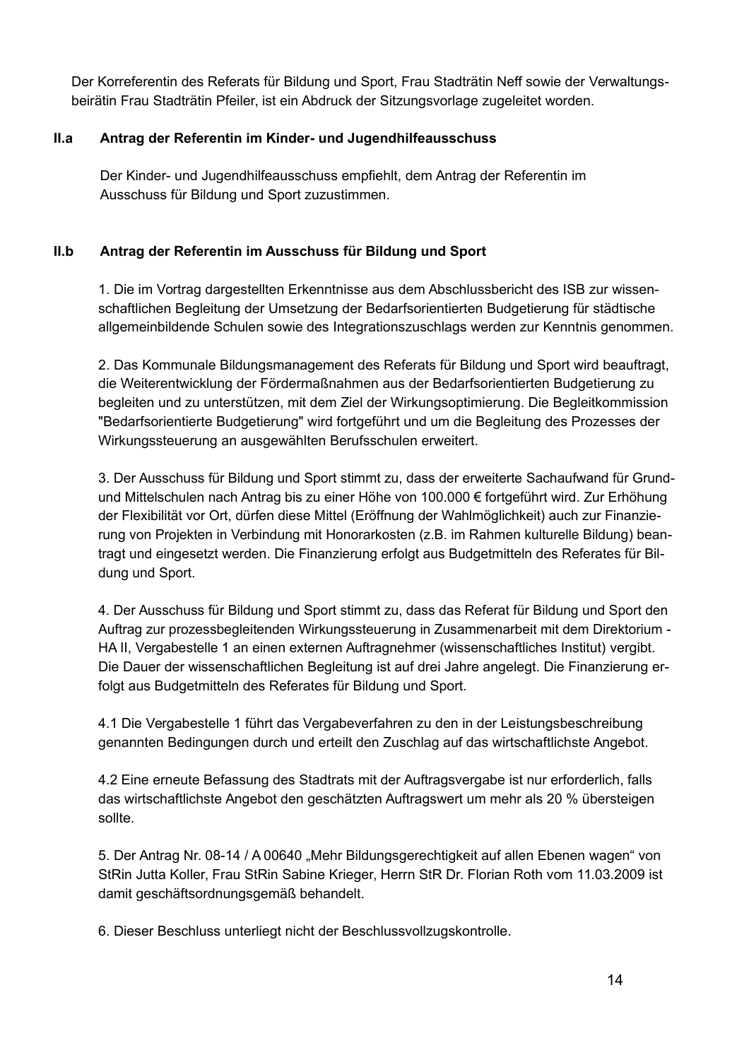Der Korreferentin des Referats für Bildung und Sport, Frau Stadträtin Neff sowie der Verwaltungsbeirätin Frau Stadträtin Pfeiler, ist ein Abdruck der Sitzungsvorlage zugeleitet worden.

## II.a Antrag der Referentin im Kinder- und Jugendhilfeausschuss

Der Kinder- und Jugendhilfeausschuss empfiehlt, dem Antrag der Referentin im Ausschuss für Bildung und Sport zuzustimmen.

## II.b Antrag der Referentin im Ausschuss für Bildung und Sport

1. Die im Vortrag dargestellten Erkenntnisse aus dem Abschlussbericht des ISB zur wissenschaftlichen Begleitung der Umsetzung der Bedarfsorientierten Budgetierung für städtische allgemeinbildende Schulen sowie des Integrationszuschlags werden zur Kenntnis genommen.

2. Das Kommunale Bildungsmanagement des Referats für Bildung und Sport wird beauftragt, die Weiterentwicklung der Fördermaßnahmen aus der Bedarfsorientierten Budgetierung zu begleiten und zu unterstützen, mit dem Ziel der Wirkungsoptimierung. Die Begleitkommission "Bedarfsorientierte Budgetierung" wird fortgeführt und um die Begleitung des Prozesses der Wirkungssteuerung an ausgewählten Berufsschulen erweitert.

3. Der Ausschuss für Bildung und Sport stimmt zu, dass der erweiterte Sachaufwand für Grund- und Mittelschulen nach Antrag bis zu einer Höhe von 100.000 € fortgeführt wird. Zur Erhöhung der Flexibilität vor Ort, dürfen diese Mittel (Eröffnung der Wahlmöglichkeit) auch zur Finanzierung von Projekten in Verbindung mit Honorarkosten (z.B. im Rahmen kulturelle Bildung) beantragt und eingesetzt werden. Die Finanzierung erfolgt aus Budgetmitteln des Referates für Bildung und Sport.

4. Der Ausschuss für Bildung und Sport stimmt zu, dass das Referat für Bildung und Sport den Auftrag zur prozessbegleitenden Wirkungssteuerung in Zusammenarbeit mit dem Direktorium - HA II, Vergabestelle 1 an einen externen Auftragnehmer (wissenschaftliches Institut) vergibt. Die Dauer der wissenschaftlichen Begleitung ist auf drei Jahre angelegt. Die Finanzierung erfolgt aus Budgetmitteln des Referates für Bildung und Sport.

4.1 Die Vergabestelle 1 führt das Vergabeverfahren zu den in der Leistungsbeschreibung genannten Bedingungen durch und erteilt den Zuschlag auf das wirtschaftlichste Angebot.

4.2 Eine erneute Befassung des Stadtrats mit der Auftragsvergabe ist nur erforderlich, falls das wirtschaftlichste Angebot den geschätzten Auftragswert um mehr als 20 % übersteigen sollte.

5. Der Antrag Nr. 08-14 / A 00640 „Mehr Bildungsgerechtigkeit auf allen Ebenen wagen“ von StRin Jutta Koller, Frau StRin Sabine Krieger, Herrn StR Dr. Florian Roth vom 11.03.2009 ist damit geschäftsordnungsgemäß behandelt.

6. Dieser Beschluss unterliegt nicht der Beschlussvollzugskontrolle.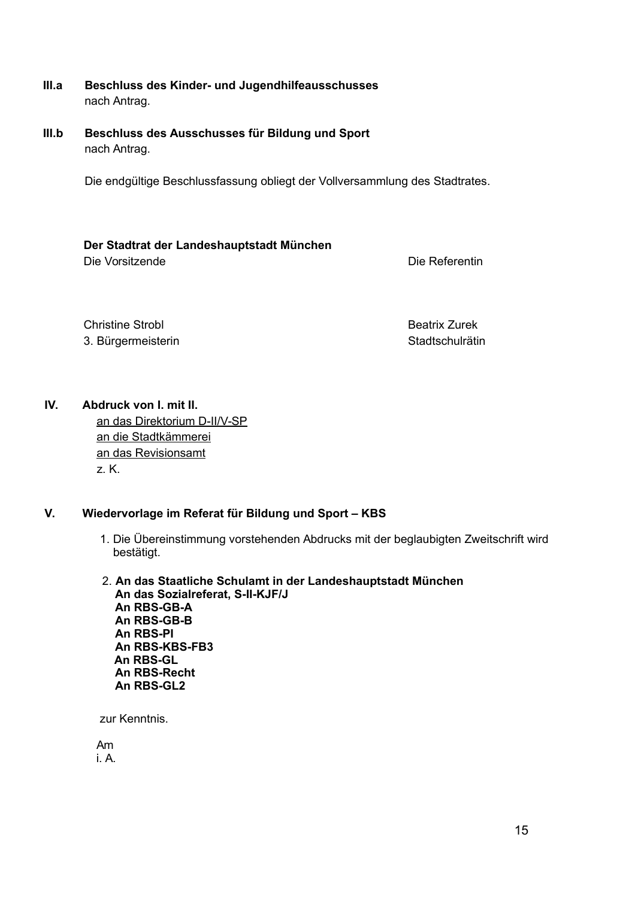**III.a Beschluss des Kinder- und Jugendhilfeausschusses**
nach Antrag.

**III.b Beschluss des Ausschusses für Bildung und Sport**
nach Antrag.

Die endgültige Beschlussfassung obliegt der Vollversammlung des Stadtrates.

**Der Stadtrat der Landeshauptstadt München**

| Die Vorsitzende | Die Referentin |
|---|---|
| Christine Strobl | Beatrix Zurek |
| 3. Bürgermeisterin | Stadtschulrätin |

**IV. Abdruck von I. mit II.**
an das Direktorium D-II/V-SP
an die Stadtkämmerei
an das Revisionsamt
z. K.

**V. Wiedervorlage im Referat für Bildung und Sport – KBS**

1. Die Übereinstimmung vorstehenden Abdrucks mit der beglaubigten Zweitschrift wird bestätigt.

2. **An das Staatliche Schulamt in der Landeshauptstadt München**
   **An das Sozialreferat, S-II-KJF/J**
   **An RBS-GB-A**
   **An RBS-GB-B**
   **An RBS-PI**
   **An RBS-KBS-FB3**
   **An RBS-GL**
   **An RBS-Recht**
   **An RBS-GL2**

zur Kenntnis.

Am
i. A.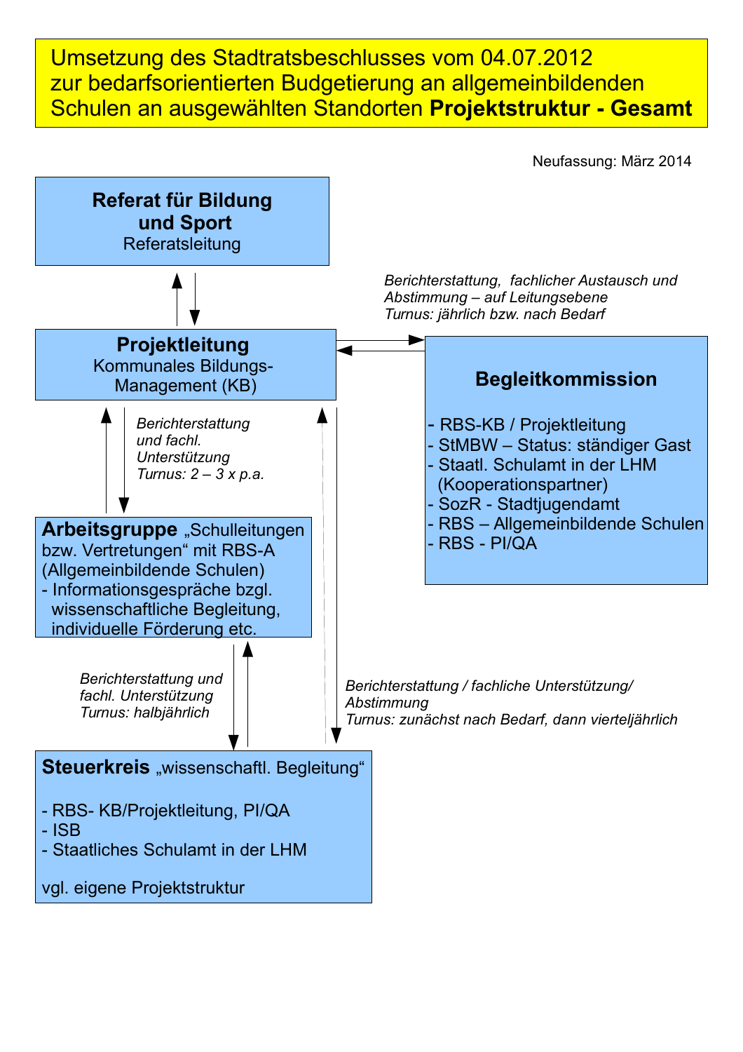# Umsetzung des Stadtratsbeschlusses vom 04.07.2012 zur bedarfsorientierten Budgetierung an allgemeinbildenden Schulen an ausgewählten Standorten **Projektstruktur - Gesamt**

Neufassung: März 2014

**Referat für Bildung und Sport**
Referatsleitung

**Projektleitung**
Kommunales Bildungs-Management (KB)

*Berichterstattung, fachlicher Austausch und Abstimmung – auf Leitungsebene*
*Turnus: jährlich bzw. nach Bedarf*

**Begleitkommission**

- RBS-KB / Projektleitung
- StMBW – Status: ständiger Gast
- Staatl. Schulamt in der LHM (Kooperationspartner)
- SozR - Stadtjugendamt
- RBS – Allgemeinbildende Schulen
- RBS - PI/QA

*Berichterstattung und fachl. Unterstützung*
*Turnus: 2 – 3 x p.a.*

**Arbeitsgruppe** „Schulleitungen bzw. Vertretungen“ mit RBS-A (Allgemeinbildende Schulen)
- Informationsgespräche bzgl. wissenschaftliche Begleitung, individuelle Förderung etc.

*Berichterstattung und fachl. Unterstützung*
*Turnus: halbjährlich*

*Berichterstattung / fachliche Unterstützung/ Abstimmung*
*Turnus: zunächst nach Bedarf, dann vierteljährlich*

**Steuerkreis** „wissenschaftl. Begleitung“

- RBS- KB/Projektleitung, PI/QA
- ISB
- Staatliches Schulamt in der LHM

vgl. eigene Projektstruktur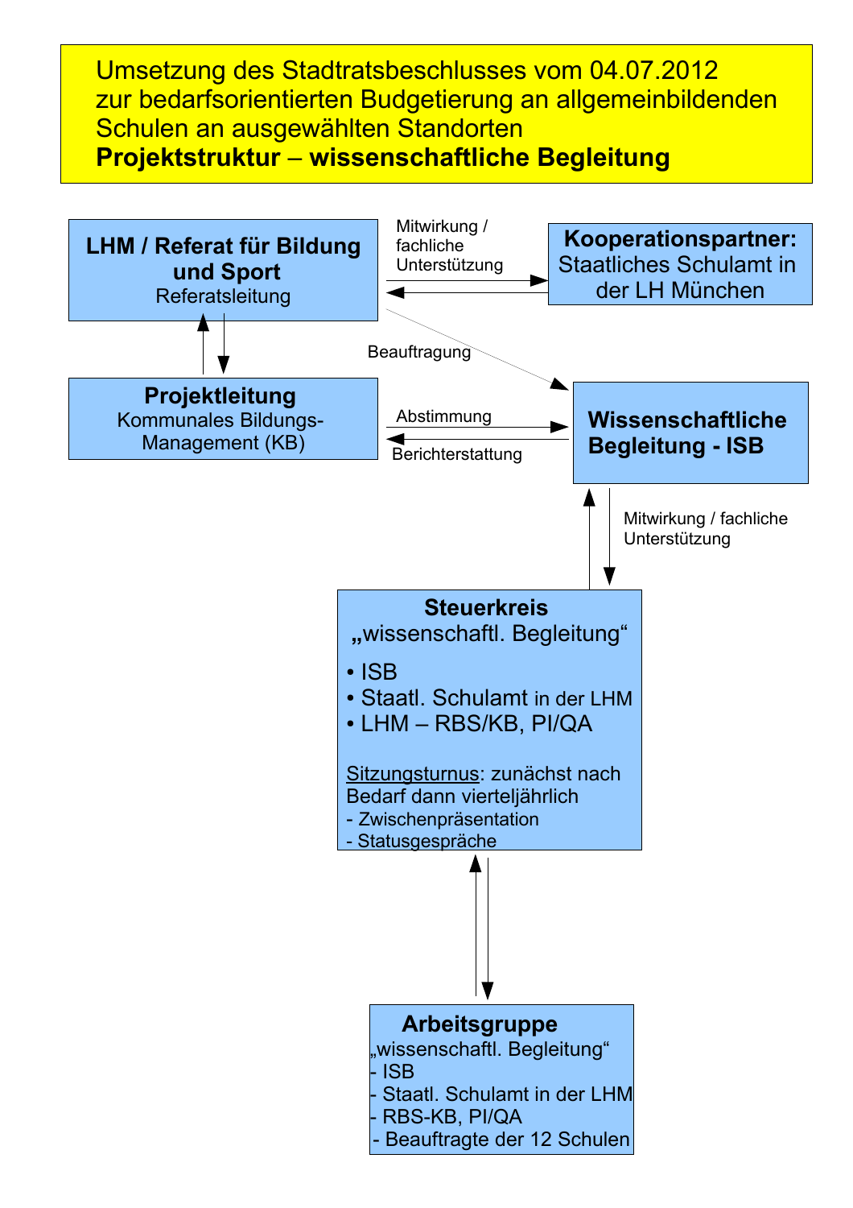**Umsetzung des Stadtratsbeschlusses vom 04.07.2012 zur bedarfsorientierten Budgetierung an allgemeinbildenden Schulen an ausgewählten Standorten**

**Projektstruktur – wissenschaftliche Begleitung**

**LHM / Referat für Bildung und Sport**
Referatsleitung

Mitwirkung / fachliche Unterstützung

**Kooperationspartner:**
Staatliches Schulamt in der LH München

Beauftragung

**Projektleitung**
Kommunales Bildungs-Management (KB)

Abstimmung

Berichterstattung

**Wissenschaftliche Begleitung - ISB**

Mitwirkung / fachliche Unterstützung

**Steuerkreis**
„wissenschaftl. Begleitung"

- ISB
- Staatl. Schulamt in der LHM
- LHM – RBS/KB, PI/QA

Sitzungsturnus: zunächst nach Bedarf dann vierteljährlich
- Zwischenpräsentation
- Statusgespräche

**Arbeitsgruppe**
„wissenschaftl. Begleitung"
- ISB
- Staatl. Schulamt in der LHM
- RBS-KB, PI/QA
- Beauftragte der 12 Schulen